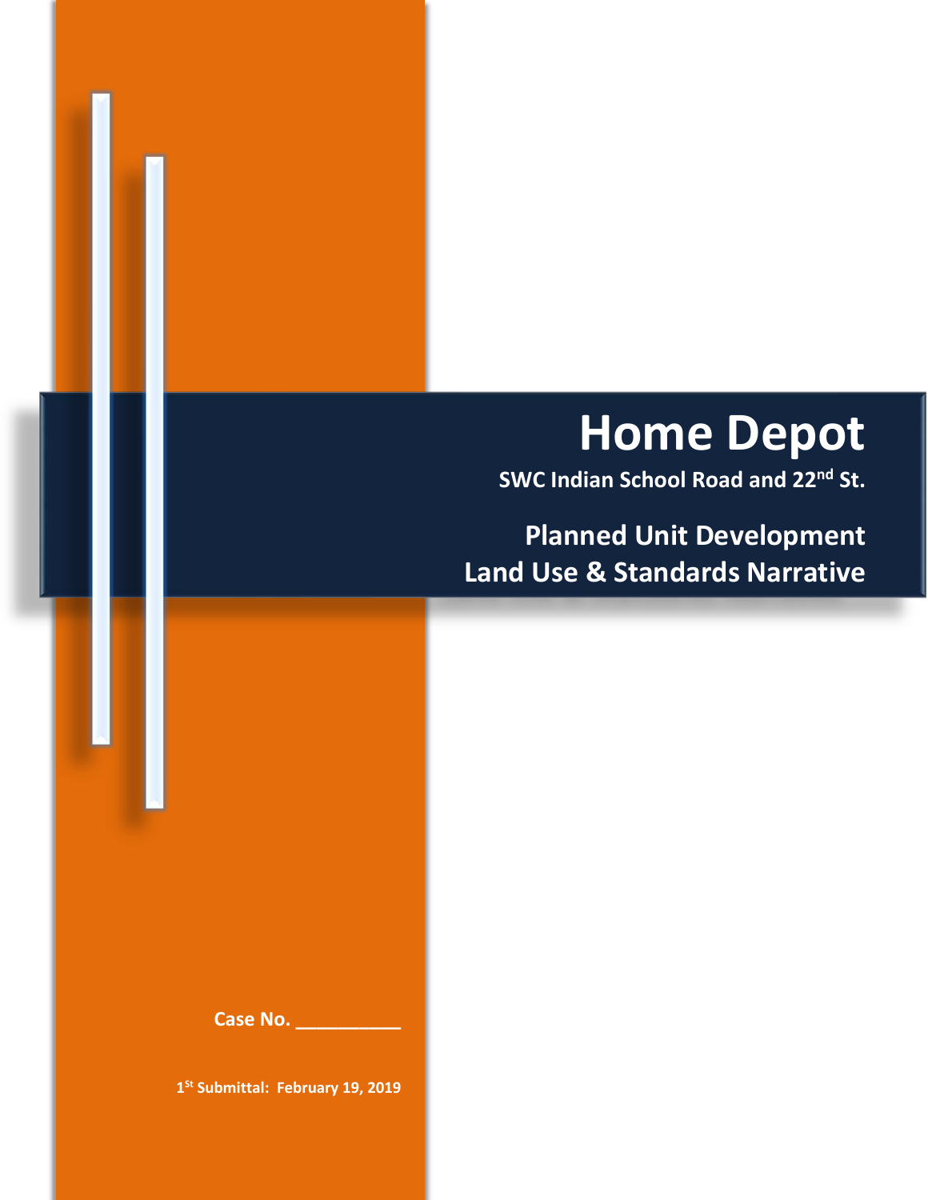# Home Depot

**SWC Indian School Road and 22nd St.**

## Planned Unit Development
## Land Use & Standards Narrative

**Case No. __________**

**1St Submittal: February 19, 2019**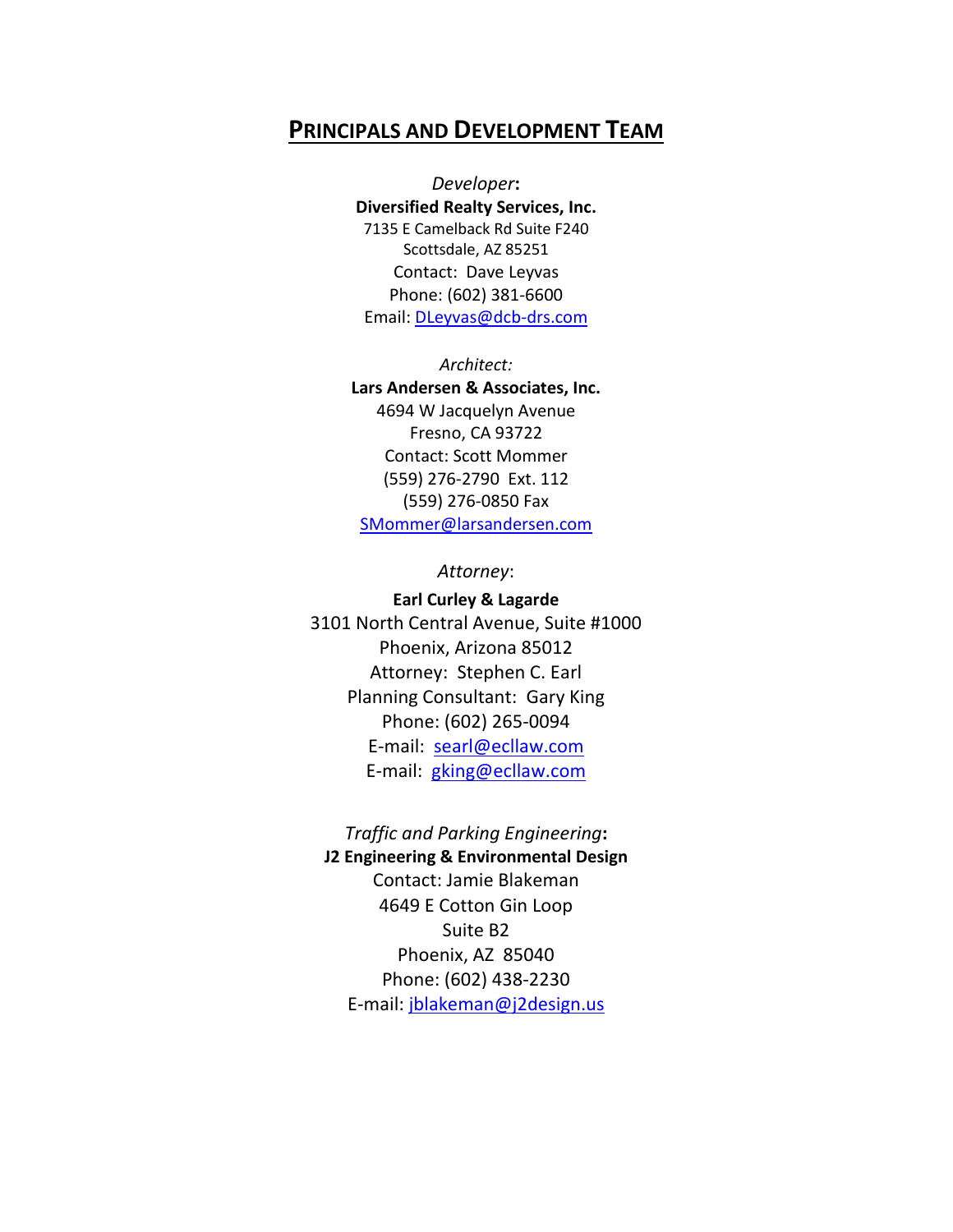## PRINCIPALS AND DEVELOPMENT TEAM

*Developer*:
**Diversified Realty Services, Inc.**
7135 E Camelback Rd Suite F240
Scottsdale, AZ 85251
Contact: Dave Leyvas
Phone: (602) 381-6600
Email: DLeyvas@dcb-drs.com

*Architect:*
**Lars Andersen & Associates, Inc.**
4694 W Jacquelyn Avenue
Fresno, CA 93722
Contact: Scott Mommer
(559) 276-2790 Ext. 112
(559) 276-0850 Fax
SMommer@larsandersen.com

*Attorney*:
**Earl Curley & Lagarde**
3101 North Central Avenue, Suite #1000
Phoenix, Arizona 85012
Attorney: Stephen C. Earl
Planning Consultant: Gary King
Phone: (602) 265-0094
E-mail: searl@ecllaw.com
E-mail: gking@ecllaw.com

*Traffic and Parking Engineering*:
**J2 Engineering & Environmental Design**
Contact: Jamie Blakeman
4649 E Cotton Gin Loop
Suite B2
Phoenix, AZ 85040
Phone: (602) 438-2230
E-mail: jblakeman@j2design.us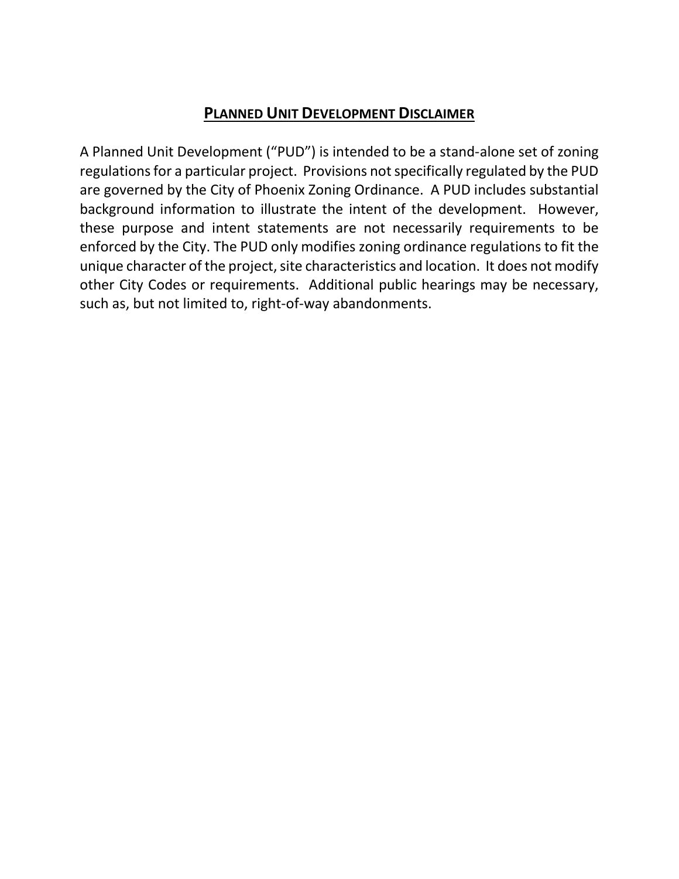## PLANNED UNIT DEVELOPMENT DISCLAIMER

A Planned Unit Development ("PUD") is intended to be a stand-alone set of zoning regulations for a particular project. Provisions not specifically regulated by the PUD are governed by the City of Phoenix Zoning Ordinance. A PUD includes substantial background information to illustrate the intent of the development. However, these purpose and intent statements are not necessarily requirements to be enforced by the City. The PUD only modifies zoning ordinance regulations to fit the unique character of the project, site characteristics and location. It does not modify other City Codes or requirements. Additional public hearings may be necessary, such as, but not limited to, right-of-way abandonments.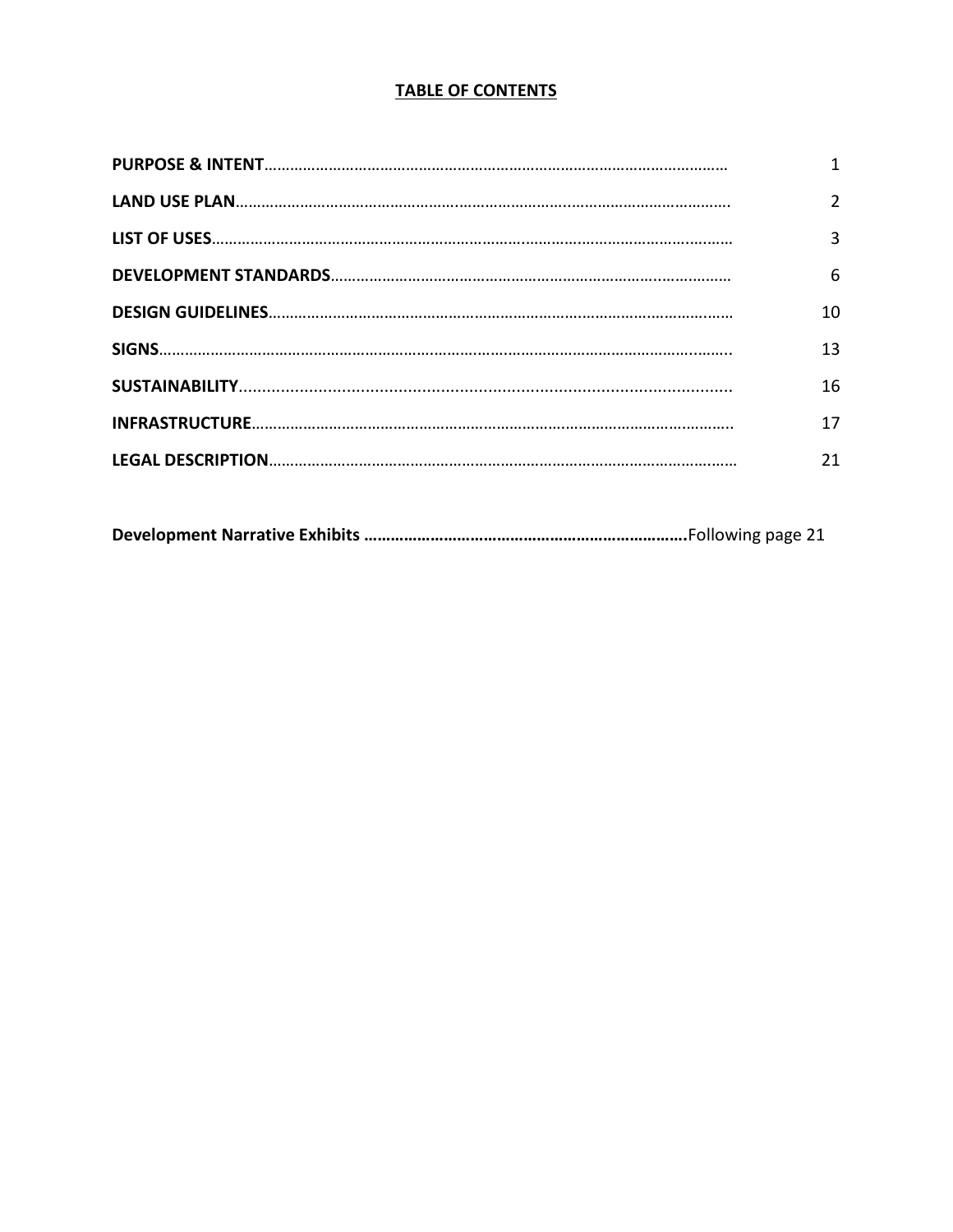## TABLE OF CONTENTS

| | |
|---|---|
| **PURPOSE & INTENT** | 1 |
| **LAND USE PLAN** | 2 |
| **LIST OF USES** | 3 |
| **DEVELOPMENT STANDARDS** | 6 |
| **DESIGN GUIDELINES** | 10 |
| **SIGNS** | 13 |
| **SUSTAINABILITY** | 16 |
| **INFRASTRUCTURE** | 17 |
| **LEGAL DESCRIPTION** | 21 |

**Development Narrative Exhibits** ………………………………………………………………Following page 21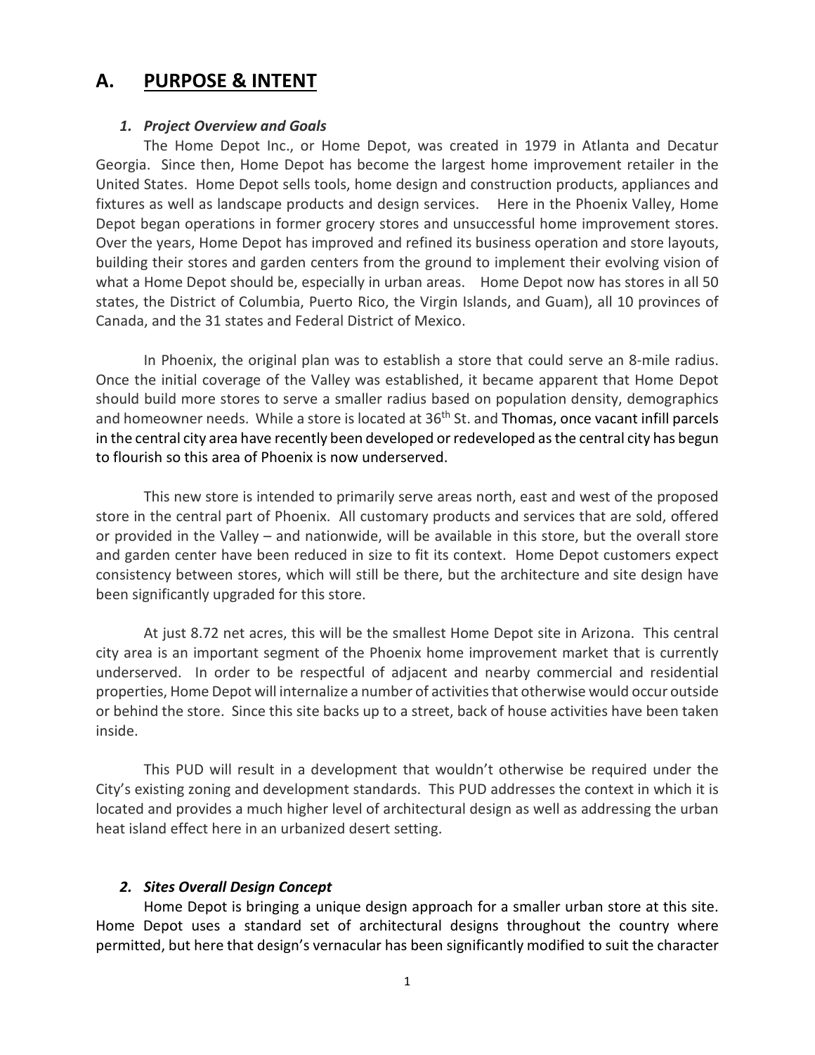## A. PURPOSE & INTENT

### *1. Project Overview and Goals*

The Home Depot Inc., or Home Depot, was created in 1979 in Atlanta and Decatur Georgia. Since then, Home Depot has become the largest home improvement retailer in the United States. Home Depot sells tools, home design and construction products, appliances and fixtures as well as landscape products and design services. Here in the Phoenix Valley, Home Depot began operations in former grocery stores and unsuccessful home improvement stores. Over the years, Home Depot has improved and refined its business operation and store layouts, building their stores and garden centers from the ground to implement their evolving vision of what a Home Depot should be, especially in urban areas. Home Depot now has stores in all 50 states, the District of Columbia, Puerto Rico, the Virgin Islands, and Guam), all 10 provinces of Canada, and the 31 states and Federal District of Mexico.

In Phoenix, the original plan was to establish a store that could serve an 8-mile radius. Once the initial coverage of the Valley was established, it became apparent that Home Depot should build more stores to serve a smaller radius based on population density, demographics and homeowner needs. While a store is located at 36th St. and Thomas, once vacant infill parcels in the central city area have recently been developed or redeveloped as the central city has begun to flourish so this area of Phoenix is now underserved.

This new store is intended to primarily serve areas north, east and west of the proposed store in the central part of Phoenix. All customary products and services that are sold, offered or provided in the Valley – and nationwide, will be available in this store, but the overall store and garden center have been reduced in size to fit its context. Home Depot customers expect consistency between stores, which will still be there, but the architecture and site design have been significantly upgraded for this store.

At just 8.72 net acres, this will be the smallest Home Depot site in Arizona. This central city area is an important segment of the Phoenix home improvement market that is currently underserved. In order to be respectful of adjacent and nearby commercial and residential properties, Home Depot will internalize a number of activities that otherwise would occur outside or behind the store. Since this site backs up to a street, back of house activities have been taken inside.

This PUD will result in a development that wouldn't otherwise be required under the City's existing zoning and development standards. This PUD addresses the context in which it is located and provides a much higher level of architectural design as well as addressing the urban heat island effect here in an urbanized desert setting.

### *2. Sites Overall Design Concept*

Home Depot is bringing a unique design approach for a smaller urban store at this site. Home Depot uses a standard set of architectural designs throughout the country where permitted, but here that design's vernacular has been significantly modified to suit the character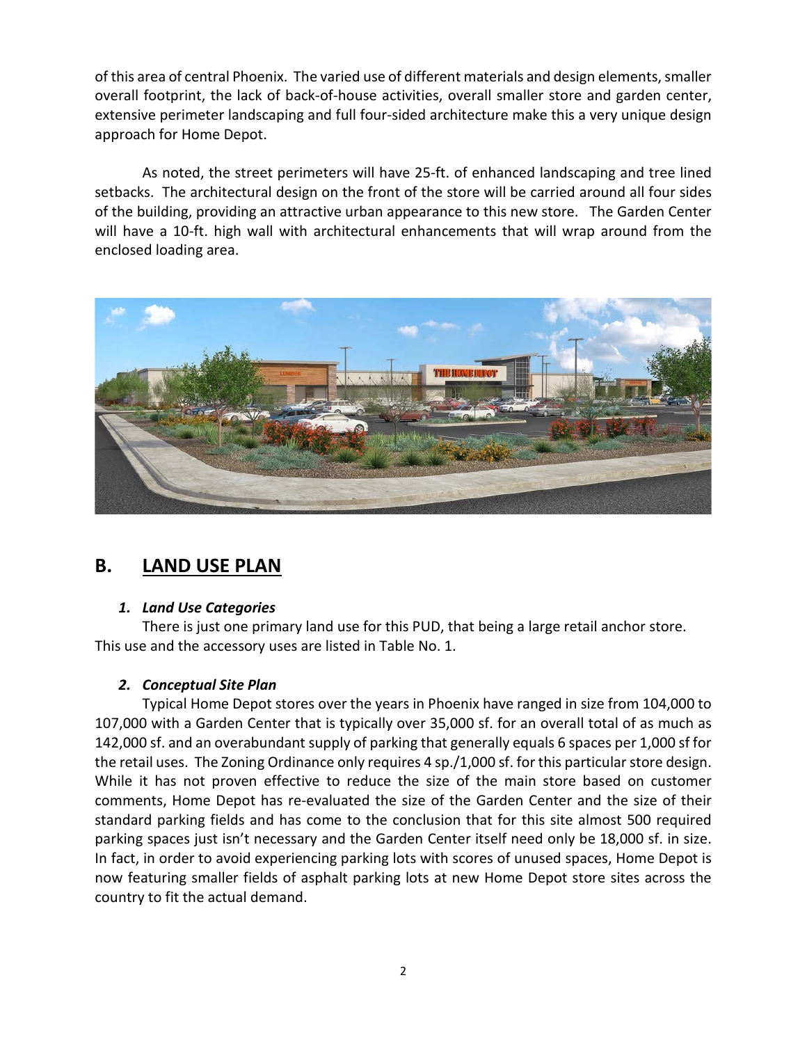of this area of central Phoenix. The varied use of different materials and design elements, smaller overall footprint, the lack of back-of-house activities, overall smaller store and garden center, extensive perimeter landscaping and full four-sided architecture make this a very unique design approach for Home Depot.

As noted, the street perimeters will have 25-ft. of enhanced landscaping and tree lined setbacks. The architectural design on the front of the store will be carried around all four sides of the building, providing an attractive urban appearance to this new store. The Garden Center will have a 10-ft. high wall with architectural enhancements that will wrap around from the enclosed loading area.

## B. LAND USE PLAN

### *1. Land Use Categories*

There is just one primary land use for this PUD, that being a large retail anchor store. This use and the accessory uses are listed in Table No. 1.

### *2. Conceptual Site Plan*

Typical Home Depot stores over the years in Phoenix have ranged in size from 104,000 to 107,000 with a Garden Center that is typically over 35,000 sf. for an overall total of as much as 142,000 sf. and an overabundant supply of parking that generally equals 6 spaces per 1,000 sf for the retail uses. The Zoning Ordinance only requires 4 sp./1,000 sf. for this particular store design. While it has not proven effective to reduce the size of the main store based on customer comments, Home Depot has re-evaluated the size of the Garden Center and the size of their standard parking fields and has come to the conclusion that for this site almost 500 required parking spaces just isn't necessary and the Garden Center itself need only be 18,000 sf. in size. In fact, in order to avoid experiencing parking lots with scores of unused spaces, Home Depot is now featuring smaller fields of asphalt parking lots at new Home Depot store sites across the country to fit the actual demand.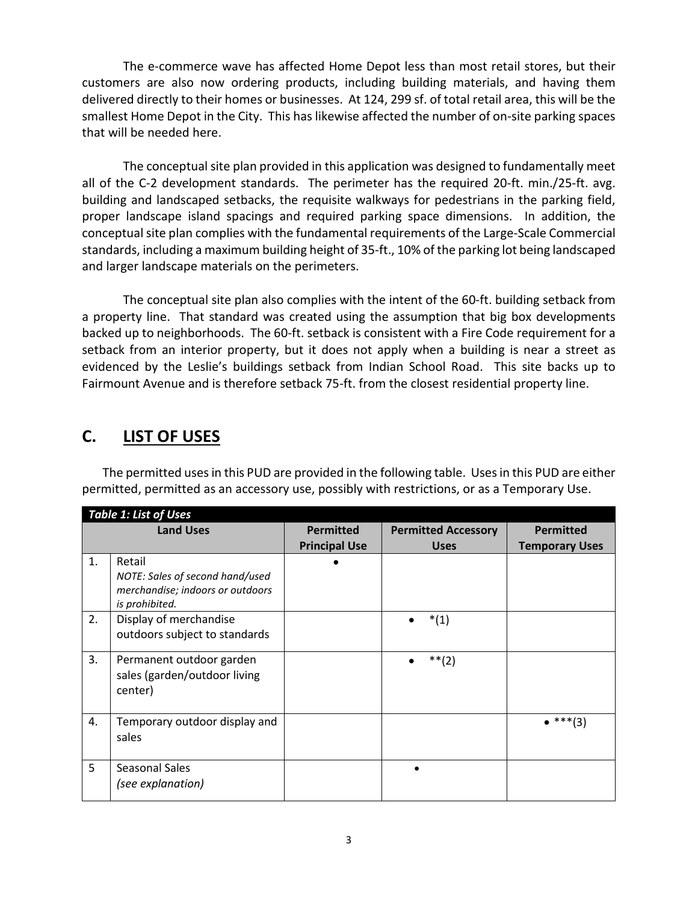The e-commerce wave has affected Home Depot less than most retail stores, but their customers are also now ordering products, including building materials, and having them delivered directly to their homes or businesses. At 124, 299 sf. of total retail area, this will be the smallest Home Depot in the City. This has likewise affected the number of on-site parking spaces that will be needed here.

The conceptual site plan provided in this application was designed to fundamentally meet all of the C-2 development standards. The perimeter has the required 20-ft. min./25-ft. avg. building and landscaped setbacks, the requisite walkways for pedestrians in the parking field, proper landscape island spacings and required parking space dimensions. In addition, the conceptual site plan complies with the fundamental requirements of the Large-Scale Commercial standards, including a maximum building height of 35-ft., 10% of the parking lot being landscaped and larger landscape materials on the perimeters.

The conceptual site plan also complies with the intent of the 60-ft. building setback from a property line. That standard was created using the assumption that big box developments backed up to neighborhoods. The 60-ft. setback is consistent with a Fire Code requirement for a setback from an interior property, but it does not apply when a building is near a street as evidenced by the Leslie's buildings setback from Indian School Road. This site backs up to Fairmount Avenue and is therefore setback 75-ft. from the closest residential property line.

## C. LIST OF USES

The permitted uses in this PUD are provided in the following table. Uses in this PUD are either permitted, permitted as an accessory use, possibly with restrictions, or as a Temporary Use.

***Table 1: List of Uses***

| | Land Uses | Permitted Principal Use | Permitted Accessory Uses | Permitted Temporary Uses |
|---|---|---|---|---|
| 1. | Retail<br>*NOTE: Sales of second hand/used merchandise; indoors or outdoors is prohibited.* | • | | |
| 2. | Display of merchandise outdoors subject to standards | | • *(1) | |
| 3. | Permanent outdoor garden sales (garden/outdoor living center) | | • **(2) | |
| 4. | Temporary outdoor display and sales | | | • ***(3) |
| 5 | Seasonal Sales<br>*(see explanation)* | | • | |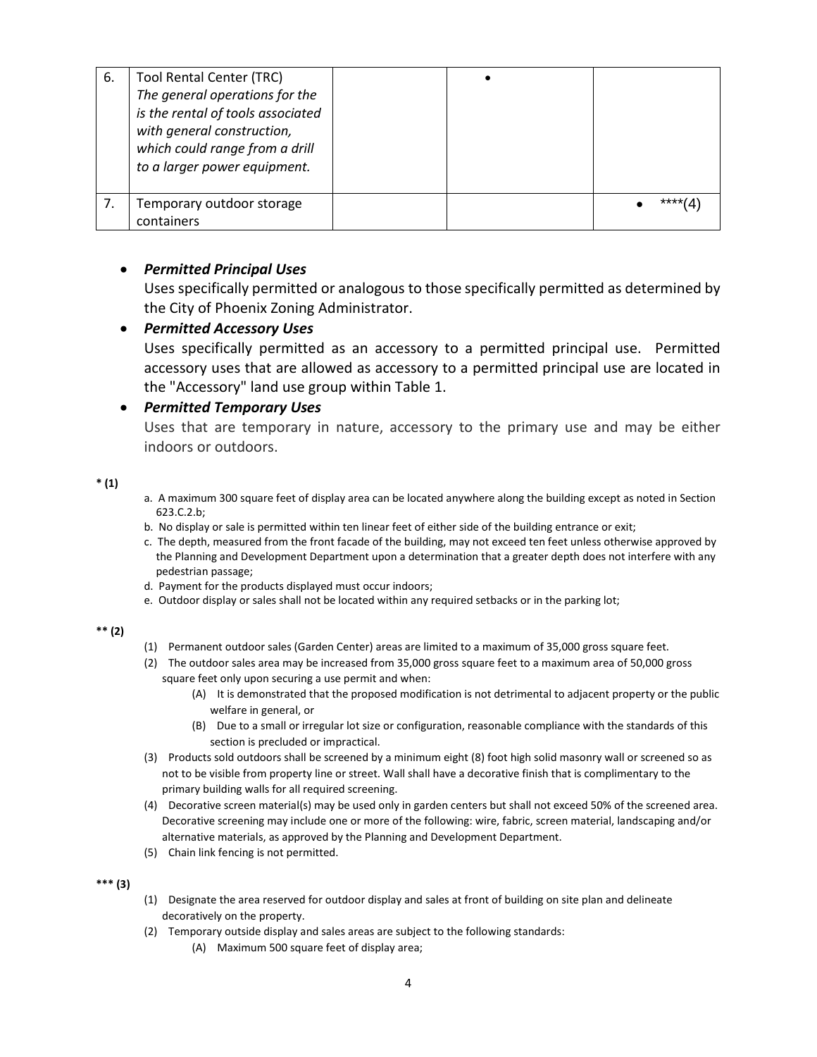| 6. | Tool Rental Center (TRC) *The general operations for the is the rental of tools associated with general construction, which could range from a drill to a larger power equipment.* | | • | |
|---|---|---|---|---|
| 7. | Temporary outdoor storage containers | | | • ****(4) |

- ***Permitted Principal Uses***
  Uses specifically permitted or analogous to those specifically permitted as determined by the City of Phoenix Zoning Administrator.
- ***Permitted Accessory Uses***
  Uses specifically permitted as an accessory to a permitted principal use. Permitted accessory uses that are allowed as accessory to a permitted principal use are located in the "Accessory" land use group within Table 1.
- ***Permitted Temporary Uses***
  Uses that are temporary in nature, accessory to the primary use and may be either indoors or outdoors.

**\* (1)**

a. A maximum 300 square feet of display area can be located anywhere along the building except as noted in Section 623.C.2.b;
b. No display or sale is permitted within ten linear feet of either side of the building entrance or exit;
c. The depth, measured from the front facade of the building, may not exceed ten feet unless otherwise approved by the Planning and Development Department upon a determination that a greater depth does not interfere with any pedestrian passage;
d. Payment for the products displayed must occur indoors;
e. Outdoor display or sales shall not be located within any required setbacks or in the parking lot;

**\*\* (2)**

(1) Permanent outdoor sales (Garden Center) areas are limited to a maximum of 35,000 gross square feet.
(2) The outdoor sales area may be increased from 35,000 gross square feet to a maximum area of 50,000 gross square feet only upon securing a use permit and when:
  (A) It is demonstrated that the proposed modification is not detrimental to adjacent property or the public welfare in general, or
  (B) Due to a small or irregular lot size or configuration, reasonable compliance with the standards of this section is precluded or impractical.
(3) Products sold outdoors shall be screened by a minimum eight (8) foot high solid masonry wall or screened so as not to be visible from property line or street. Wall shall have a decorative finish that is complimentary to the primary building walls for all required screening.
(4) Decorative screen material(s) may be used only in garden centers but shall not exceed 50% of the screened area. Decorative screening may include one or more of the following: wire, fabric, screen material, landscaping and/or alternative materials, as approved by the Planning and Development Department.
(5) Chain link fencing is not permitted.

**\*\*\* (3)**

(1) Designate the area reserved for outdoor display and sales at front of building on site plan and delineate decoratively on the property.
(2) Temporary outside display and sales areas are subject to the following standards:
  (A) Maximum 500 square feet of display area;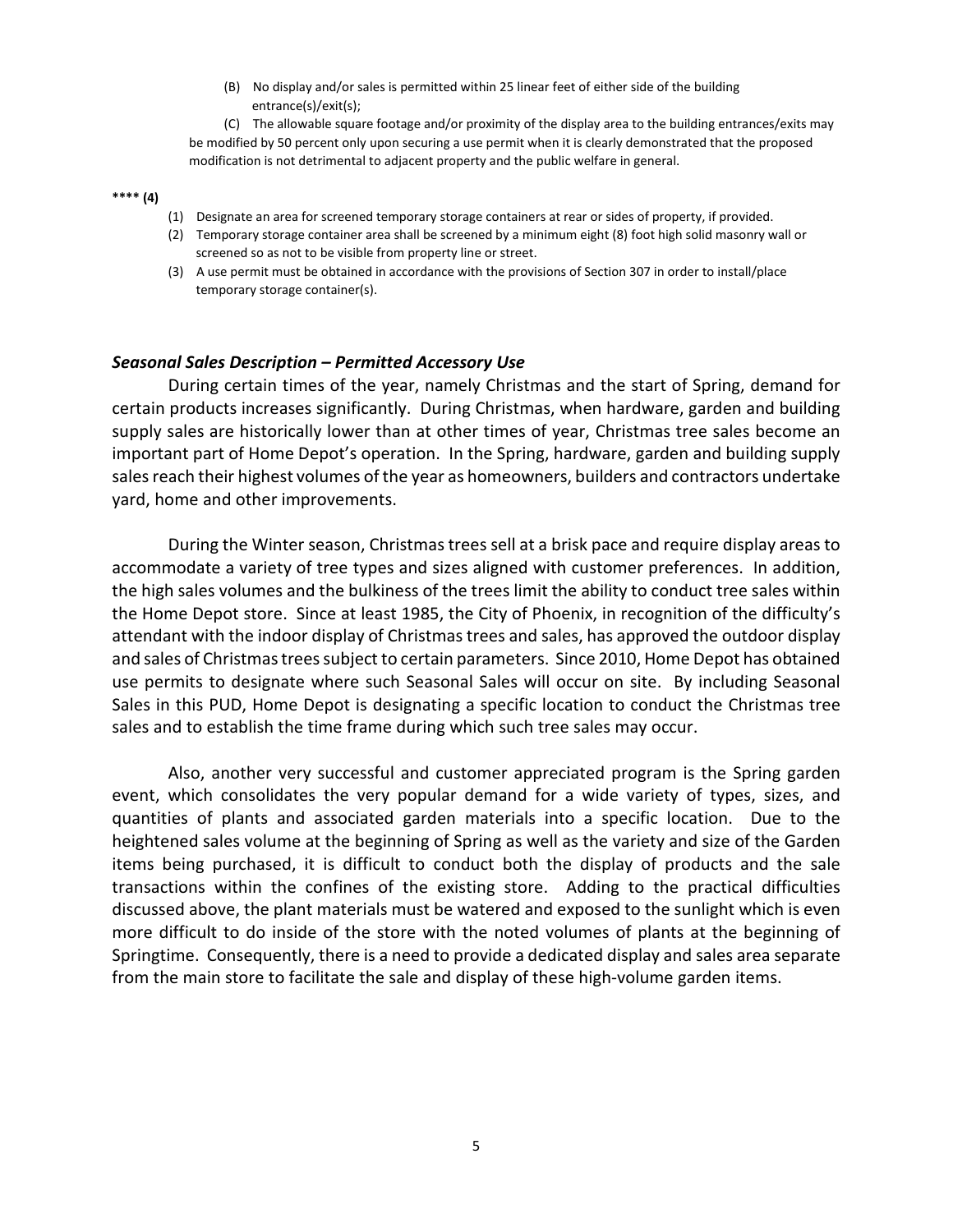(B) No display and/or sales is permitted within 25 linear feet of either side of the building entrance(s)/exit(s);

(C) The allowable square footage and/or proximity of the display area to the building entrances/exits may be modified by 50 percent only upon securing a use permit when it is clearly demonstrated that the proposed modification is not detrimental to adjacent property and the public welfare in general.

**\*\*\*\* (4)**

(1) Designate an area for screened temporary storage containers at rear or sides of property, if provided.
(2) Temporary storage container area shall be screened by a minimum eight (8) foot high solid masonry wall or screened so as not to be visible from property line or street.
(3) A use permit must be obtained in accordance with the provisions of Section 307 in order to install/place temporary storage container(s).

### *Seasonal Sales Description – Permitted Accessory Use*

During certain times of the year, namely Christmas and the start of Spring, demand for certain products increases significantly. During Christmas, when hardware, garden and building supply sales are historically lower than at other times of year, Christmas tree sales become an important part of Home Depot's operation. In the Spring, hardware, garden and building supply sales reach their highest volumes of the year as homeowners, builders and contractors undertake yard, home and other improvements.

During the Winter season, Christmas trees sell at a brisk pace and require display areas to accommodate a variety of tree types and sizes aligned with customer preferences. In addition, the high sales volumes and the bulkiness of the trees limit the ability to conduct tree sales within the Home Depot store. Since at least 1985, the City of Phoenix, in recognition of the difficulty's attendant with the indoor display of Christmas trees and sales, has approved the outdoor display and sales of Christmas trees subject to certain parameters. Since 2010, Home Depot has obtained use permits to designate where such Seasonal Sales will occur on site. By including Seasonal Sales in this PUD, Home Depot is designating a specific location to conduct the Christmas tree sales and to establish the time frame during which such tree sales may occur.

Also, another very successful and customer appreciated program is the Spring garden event, which consolidates the very popular demand for a wide variety of types, sizes, and quantities of plants and associated garden materials into a specific location. Due to the heightened sales volume at the beginning of Spring as well as the variety and size of the Garden items being purchased, it is difficult to conduct both the display of products and the sale transactions within the confines of the existing store. Adding to the practical difficulties discussed above, the plant materials must be watered and exposed to the sunlight which is even more difficult to do inside of the store with the noted volumes of plants at the beginning of Springtime. Consequently, there is a need to provide a dedicated display and sales area separate from the main store to facilitate the sale and display of these high-volume garden items.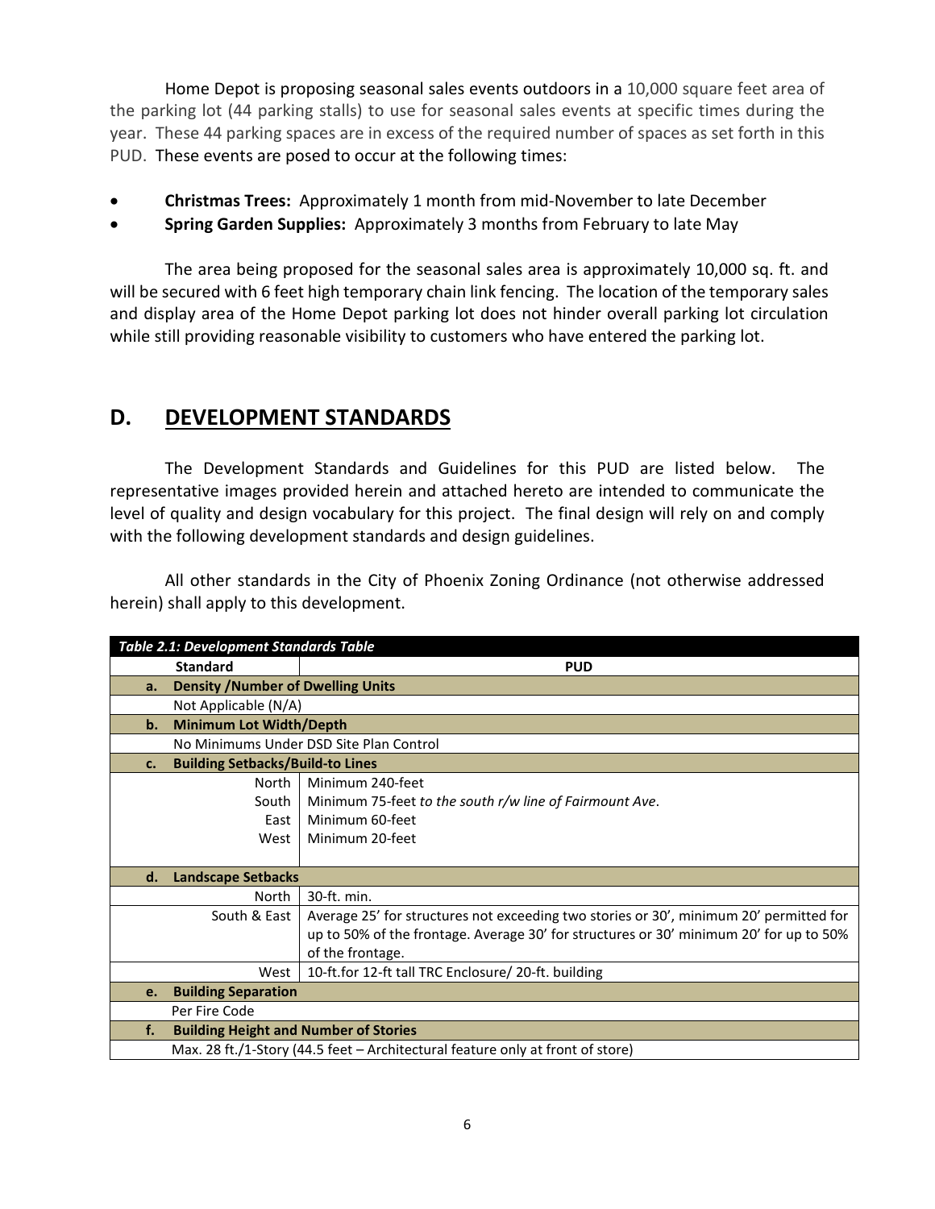Home Depot is proposing seasonal sales events outdoors in a 10,000 square feet area of the parking lot (44 parking stalls) to use for seasonal sales events at specific times during the year. These 44 parking spaces are in excess of the required number of spaces as set forth in this PUD. These events are posed to occur at the following times:

- **Christmas Trees:** Approximately 1 month from mid-November to late December
- **Spring Garden Supplies:** Approximately 3 months from February to late May

The area being proposed for the seasonal sales area is approximately 10,000 sq. ft. and will be secured with 6 feet high temporary chain link fencing. The location of the temporary sales and display area of the Home Depot parking lot does not hinder overall parking lot circulation while still providing reasonable visibility to customers who have entered the parking lot.

## D. DEVELOPMENT STANDARDS

The Development Standards and Guidelines for this PUD are listed below. The representative images provided herein and attached hereto are intended to communicate the level of quality and design vocabulary for this project. The final design will rely on and comply with the following development standards and design guidelines.

All other standards in the City of Phoenix Zoning Ordinance (not otherwise addressed herein) shall apply to this development.

***Table 2.1: Development Standards Table***

| Standard | PUD |
|---|---|
| **a. Density /Number of Dwelling Units** | |
| Not Applicable (N/A) | |
| **b. Minimum Lot Width/Depth** | |
| No Minimums Under DSD Site Plan Control | |
| **c. Building Setbacks/Build-to Lines** | |
| North | Minimum 240-feet |
| South | Minimum 75-feet *to the south r/w line of Fairmount Ave*. |
| East | Minimum 60-feet |
| West | Minimum 20-feet |
| **d. Landscape Setbacks** | |
| North | 30-ft. min. |
| South & East | Average 25' for structures not exceeding two stories or 30', minimum 20' permitted for up to 50% of the frontage. Average 30' for structures or 30' minimum 20' for up to 50% of the frontage. |
| West | 10-ft.for 12-ft tall TRC Enclosure/ 20-ft. building |
| **e. Building Separation** | |
| Per Fire Code | |
| **f. Building Height and Number of Stories** | |
| Max. 28 ft./1-Story (44.5 feet – Architectural feature only at front of store) | |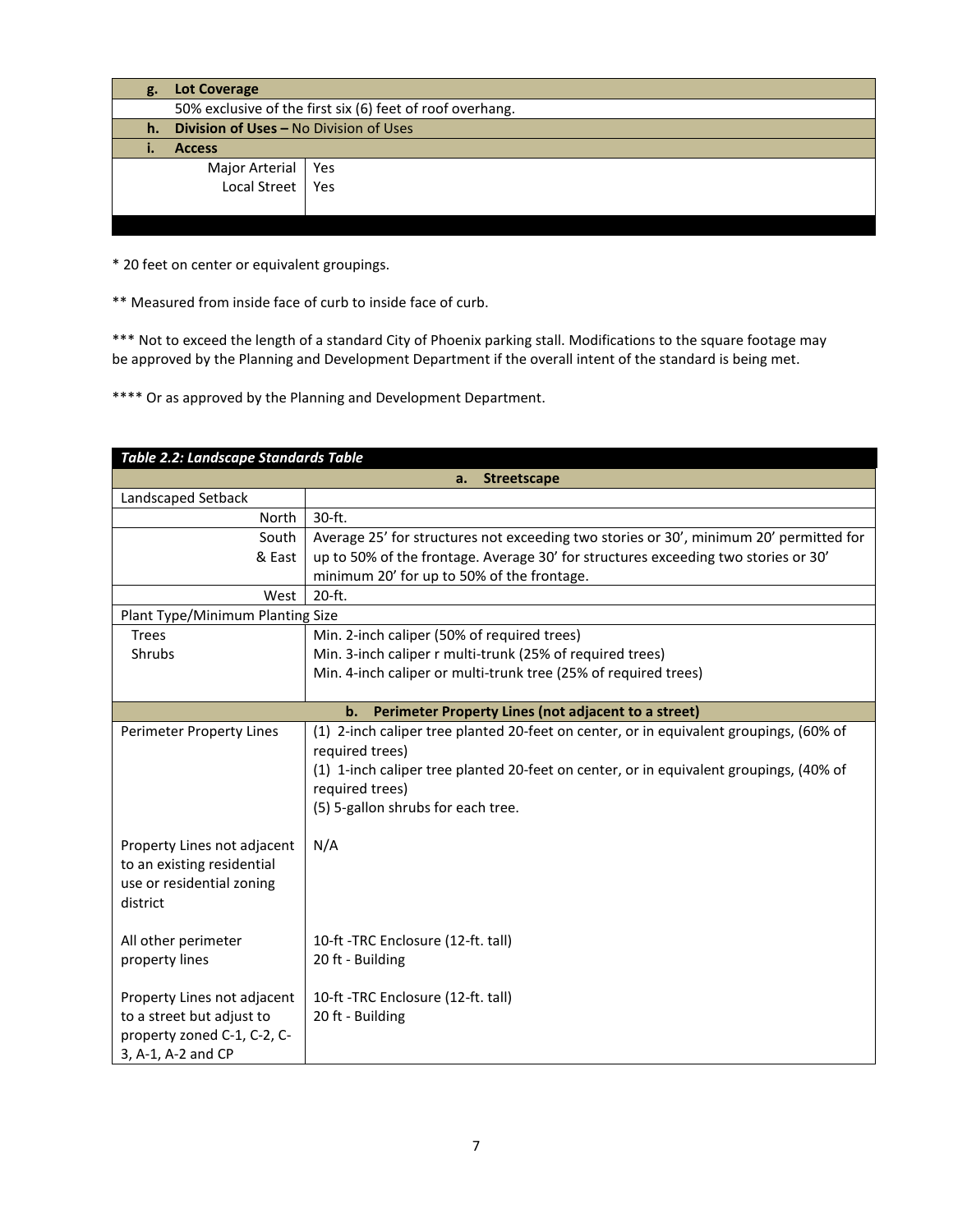| g. Lot Coverage | |
|---|---|
| 50% exclusive of the first six (6) feet of roof overhang. | |
| **h. Division of Uses –** No Division of Uses | |
| **i. Access** | |
| Major Arterial | Yes |
| Local Street | Yes |

* 20 feet on center or equivalent groupings.

** Measured from inside face of curb to inside face of curb.

*** Not to exceed the length of a standard City of Phoenix parking stall. Modifications to the square footage may be approved by the Planning and Development Department if the overall intent of the standard is being met.

**** Or as approved by the Planning and Development Department.

| *Table 2.2: Landscape Standards Table* | |
|---|---|
| **a. Streetscape** | |
| Landscaped Setback | |
| North | 30-ft. |
| South & East | Average 25' for structures not exceeding two stories or 30', minimum 20' permitted for up to 50% of the frontage. Average 30' for structures exceeding two stories or 30' minimum 20' for up to 50% of the frontage. |
| West | 20-ft. |
| Plant Type/Minimum Planting Size | |
| Trees<br>Shrubs | Min. 2-inch caliper (50% of required trees)<br>Min. 3-inch caliper r multi-trunk (25% of required trees)<br>Min. 4-inch caliper or multi-trunk tree (25% of required trees) |
| **b. Perimeter Property Lines (not adjacent to a street)** | |
| Perimeter Property Lines | (1) 2-inch caliper tree planted 20-feet on center, or in equivalent groupings, (60% of required trees)<br>(1) 1-inch caliper tree planted 20-feet on center, or in equivalent groupings, (40% of required trees)<br>(5) 5-gallon shrubs for each tree. |
| Property Lines not adjacent to an existing residential use or residential zoning district | N/A |
| All other perimeter property lines | 10-ft -TRC Enclosure (12-ft. tall)<br>20 ft - Building |
| Property Lines not adjacent to a street but adjust to property zoned C-1, C-2, C-3, A-1, A-2 and CP | 10-ft -TRC Enclosure (12-ft. tall)<br>20 ft - Building |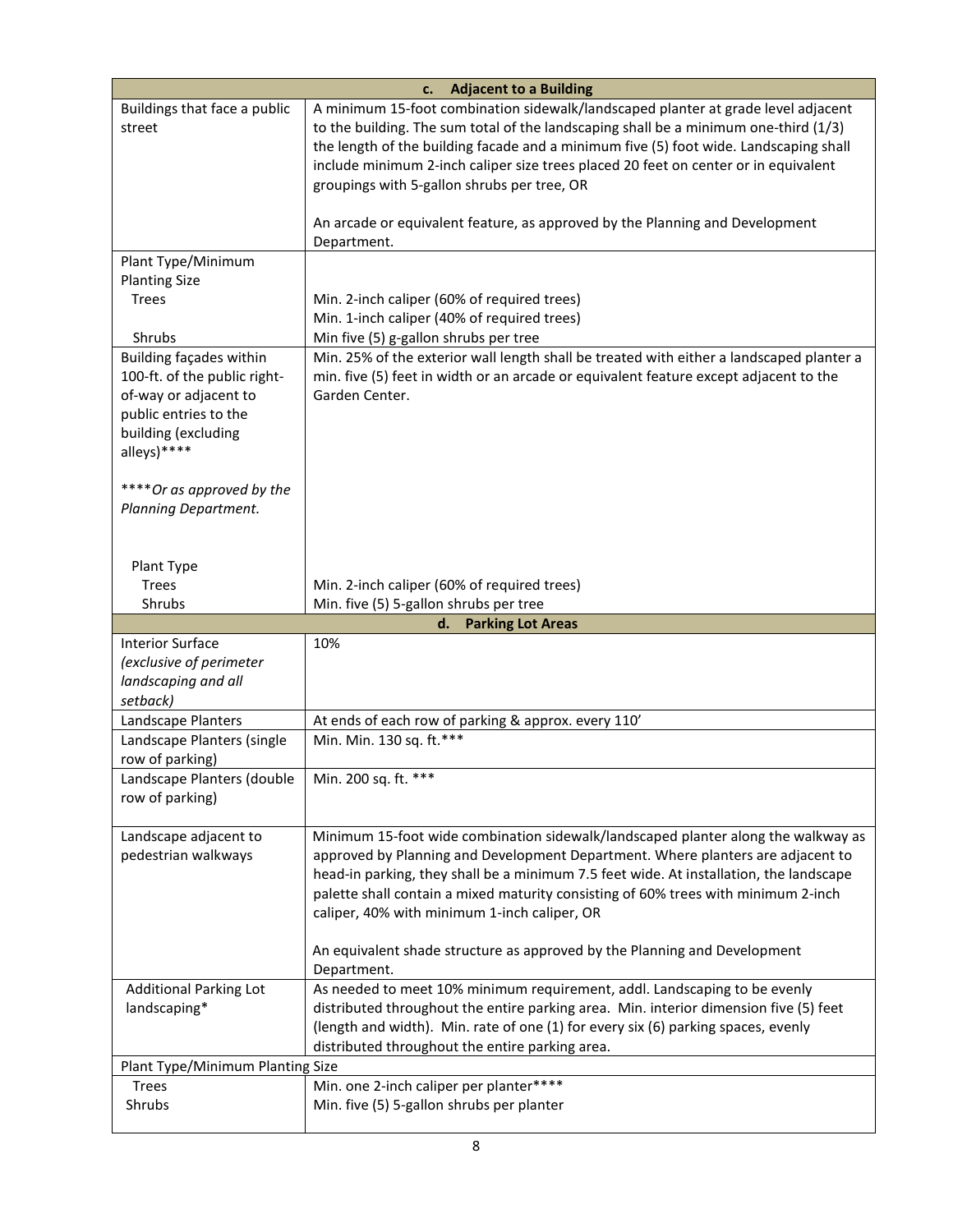| c. Adjacent to a Building | |
|---|---|
| Buildings that face a public street | A minimum 15-foot combination sidewalk/landscaped planter at grade level adjacent to the building. The sum total of the landscaping shall be a minimum one-third (1/3) the length of the building facade and a minimum five (5) foot wide. Landscaping shall include minimum 2-inch caliper size trees placed 20 feet on center or in equivalent groupings with 5-gallon shrubs per tree, OR<br><br>An arcade or equivalent feature, as approved by the Planning and Development Department. |
| Plant Type/Minimum Planting Size<br>Trees<br><br>Shrubs | <br><br>Min. 2-inch caliper (60% of required trees)<br>Min. 1-inch caliper (40% of required trees)<br>Min five (5) g-gallon shrubs per tree |
| Building façades within 100-ft. of the public right-of-way or adjacent to public entries to the building (excluding alleys)****<br><br>*****Or as approved by the Planning Department.*<br><br>Plant Type<br>Trees<br>Shrubs | Min. 25% of the exterior wall length shall be treated with either a landscaped planter a min. five (5) feet in width or an arcade or equivalent feature except adjacent to the Garden Center.<br><br><br><br><br><br>Min. 2-inch caliper (60% of required trees)<br>Min. five (5) 5-gallon shrubs per tree |
| **d. Parking Lot Areas** | |
| Interior Surface *(exclusive of perimeter landscaping and all setback)* | 10% |
| Landscape Planters | At ends of each row of parking & approx. every 110' |
| Landscape Planters (single row of parking) | Min. Min. 130 sq. ft.*** |
| Landscape Planters (double row of parking) | Min. 200 sq. ft. *** |
| Landscape adjacent to pedestrian walkways | Minimum 15-foot wide combination sidewalk/landscaped planter along the walkway as approved by Planning and Development Department. Where planters are adjacent to head-in parking, they shall be a minimum 7.5 feet wide. At installation, the landscape palette shall contain a mixed maturity consisting of 60% trees with minimum 2-inch caliper, 40% with minimum 1-inch caliper, OR<br><br>An equivalent shade structure as approved by the Planning and Development Department. |
| Additional Parking Lot landscaping* | As needed to meet 10% minimum requirement, addl. Landscaping to be evenly distributed throughout the entire parking area. Min. interior dimension five (5) feet (length and width). Min. rate of one (1) for every six (6) parking spaces, evenly distributed throughout the entire parking area. |
| Plant Type/Minimum Planting Size | |
| Trees<br>Shrubs | Min. one 2-inch caliper per planter****<br>Min. five (5) 5-gallon shrubs per planter |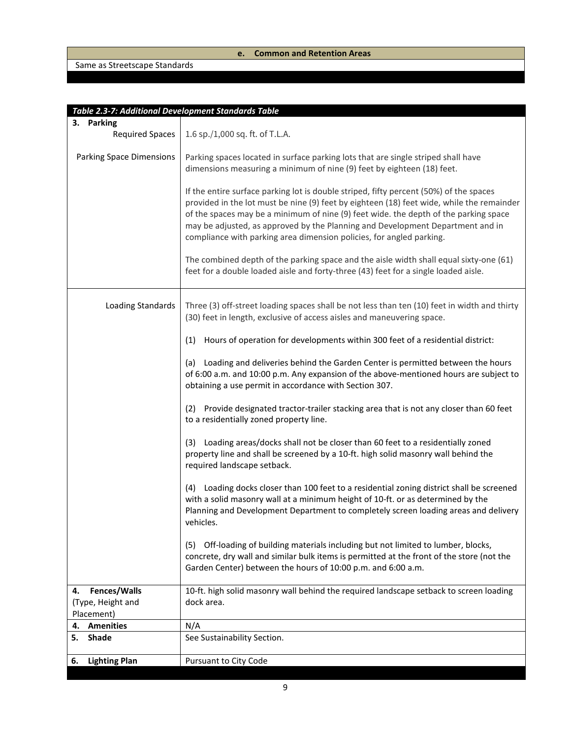| e. Common and Retention Areas |
|---|
| Same as Streetscape Standards |

| *Table 2.3-7: Additional Development Standards Table* | |
|---|---|
| **3. Parking** | |
| Required Spaces | 1.6 sp./1,000 sq. ft. of T.L.A. |
| Parking Space Dimensions | Parking spaces located in surface parking lots that are single striped shall have dimensions measuring a minimum of nine (9) feet by eighteen (18) feet.<br><br>If the entire surface parking lot is double striped, fifty percent (50%) of the spaces provided in the lot must be nine (9) feet by eighteen (18) feet wide, while the remainder of the spaces may be a minimum of nine (9) feet wide. the depth of the parking space may be adjusted, as approved by the Planning and Development Department and in compliance with parking area dimension policies, for angled parking.<br><br>The combined depth of the parking space and the aisle width shall equal sixty-one (61) feet for a double loaded aisle and forty-three (43) feet for a single loaded aisle. |
| Loading Standards | Three (3) off-street loading spaces shall be not less than ten (10) feet in width and thirty (30) feet in length, exclusive of access aisles and maneuvering space.<br><br>(1) Hours of operation for developments within 300 feet of a residential district:<br><br>(a) Loading and deliveries behind the Garden Center is permitted between the hours of 6:00 a.m. and 10:00 p.m. Any expansion of the above-mentioned hours are subject to obtaining a use permit in accordance with Section 307.<br><br>(2) Provide designated tractor-trailer stacking area that is not any closer than 60 feet to a residentially zoned property line.<br><br>(3) Loading areas/docks shall not be closer than 60 feet to a residentially zoned property line and shall be screened by a 10-ft. high solid masonry wall behind the required landscape setback.<br><br>(4) Loading docks closer than 100 feet to a residential zoning district shall be screened with a solid masonry wall at a minimum height of 10-ft. or as determined by the Planning and Development Department to completely screen loading areas and delivery vehicles.<br><br>(5) Off-loading of building materials including but not limited to lumber, blocks, concrete, dry wall and similar bulk items is permitted at the front of the store (not the Garden Center) between the hours of 10:00 p.m. and 6:00 a.m. |
| **4. Fences/Walls** (Type, Height and Placement) | 10-ft. high solid masonry wall behind the required landscape setback to screen loading dock area. |
| **4. Amenities** | N/A |
| **5. Shade** | See Sustainability Section. |
| **6. Lighting Plan** | Pursuant to City Code |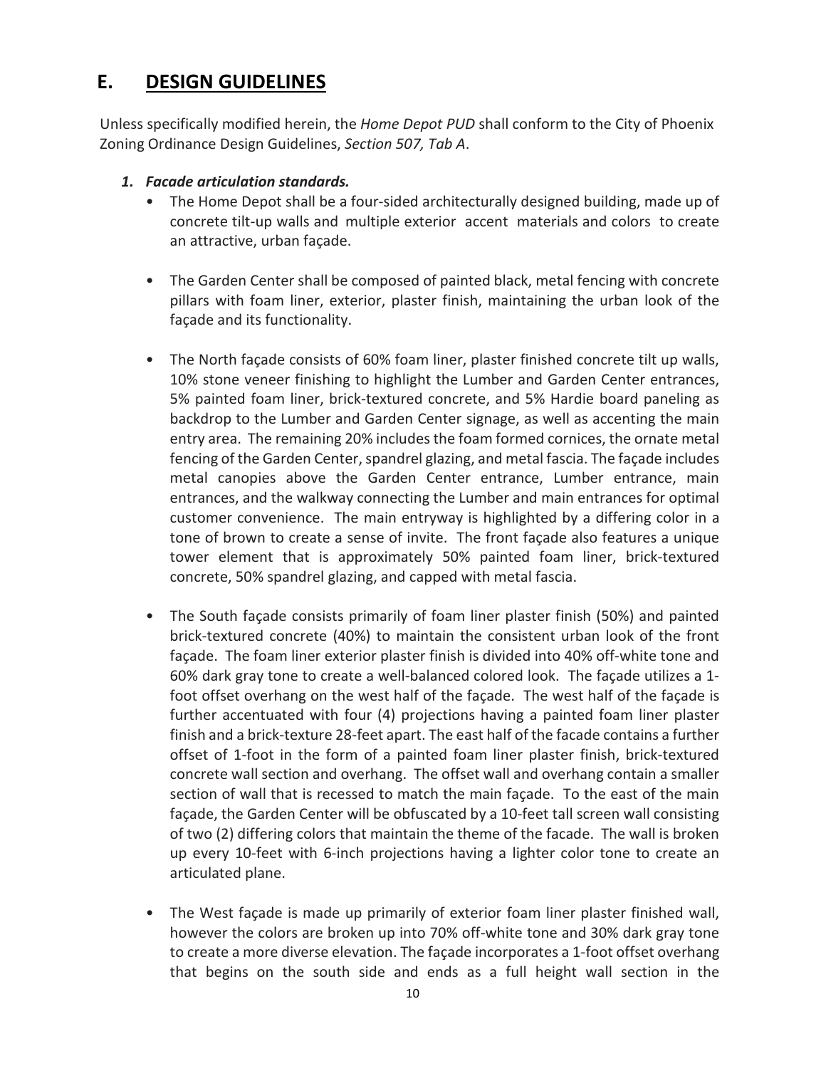## E. DESIGN GUIDELINES

Unless specifically modified herein, the *Home Depot PUD* shall conform to the City of Phoenix Zoning Ordinance Design Guidelines, *Section 507, Tab A*.

### *1. Facade articulation standards.*

- The Home Depot shall be a four-sided architecturally designed building, made up of concrete tilt-up walls and multiple exterior accent materials and colors to create an attractive, urban façade.

- The Garden Center shall be composed of painted black, metal fencing with concrete pillars with foam liner, exterior, plaster finish, maintaining the urban look of the façade and its functionality.

- The North façade consists of 60% foam liner, plaster finished concrete tilt up walls, 10% stone veneer finishing to highlight the Lumber and Garden Center entrances, 5% painted foam liner, brick-textured concrete, and 5% Hardie board paneling as backdrop to the Lumber and Garden Center signage, as well as accenting the main entry area. The remaining 20% includes the foam formed cornices, the ornate metal fencing of the Garden Center, spandrel glazing, and metal fascia. The façade includes metal canopies above the Garden Center entrance, Lumber entrance, main entrances, and the walkway connecting the Lumber and main entrances for optimal customer convenience. The main entryway is highlighted by a differing color in a tone of brown to create a sense of invite. The front façade also features a unique tower element that is approximately 50% painted foam liner, brick-textured concrete, 50% spandrel glazing, and capped with metal fascia.

- The South façade consists primarily of foam liner plaster finish (50%) and painted brick-textured concrete (40%) to maintain the consistent urban look of the front façade. The foam liner exterior plaster finish is divided into 40% off-white tone and 60% dark gray tone to create a well-balanced colored look. The façade utilizes a 1-foot offset overhang on the west half of the façade. The west half of the façade is further accentuated with four (4) projections having a painted foam liner plaster finish and a brick-texture 28-feet apart. The east half of the facade contains a further offset of 1-foot in the form of a painted foam liner plaster finish, brick-textured concrete wall section and overhang. The offset wall and overhang contain a smaller section of wall that is recessed to match the main façade. To the east of the main façade, the Garden Center will be obfuscated by a 10-feet tall screen wall consisting of two (2) differing colors that maintain the theme of the facade. The wall is broken up every 10-feet with 6-inch projections having a lighter color tone to create an articulated plane.

- The West façade is made up primarily of exterior foam liner plaster finished wall, however the colors are broken up into 70% off-white tone and 30% dark gray tone to create a more diverse elevation. The façade incorporates a 1-foot offset overhang that begins on the south side and ends as a full height wall section in the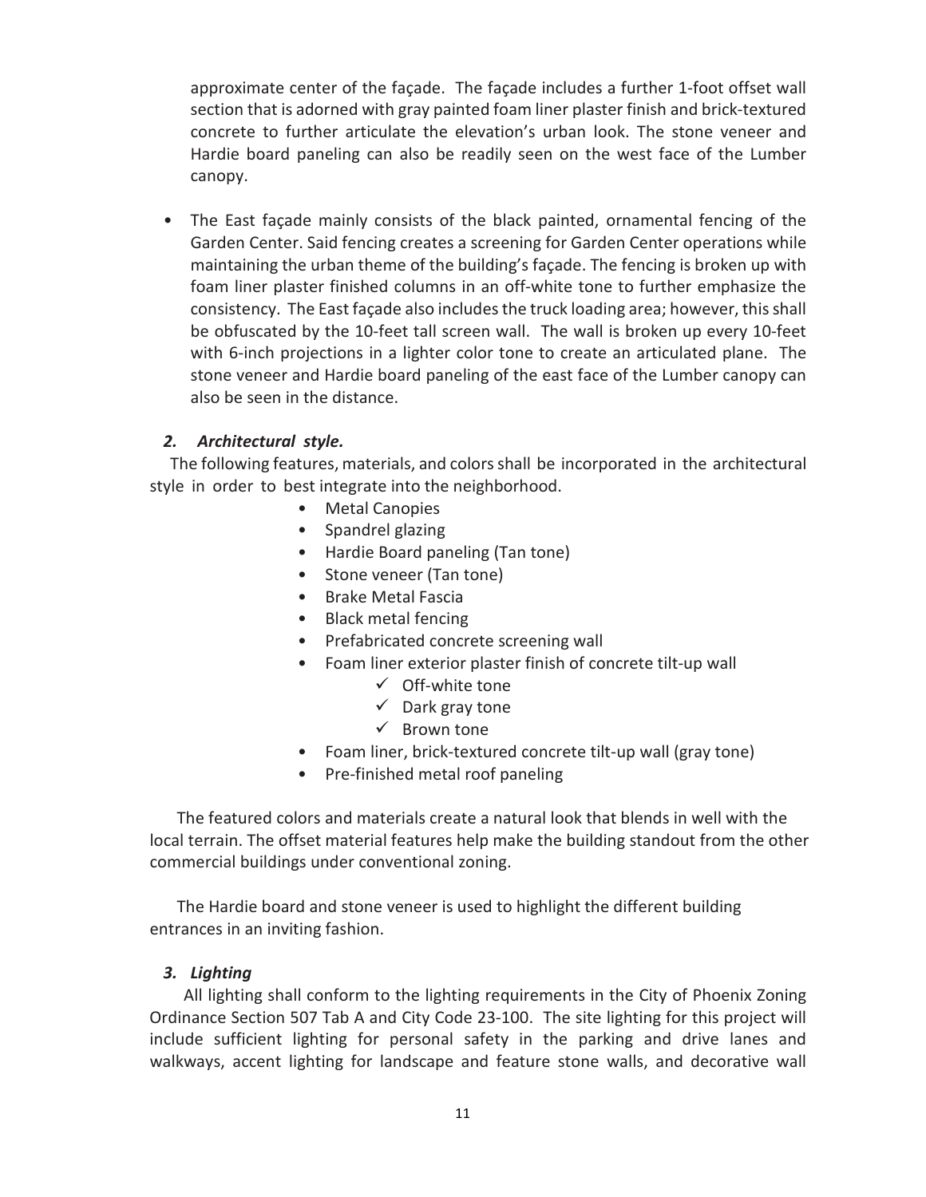approximate center of the façade. The façade includes a further 1-foot offset wall section that is adorned with gray painted foam liner plaster finish and brick-textured concrete to further articulate the elevation's urban look. The stone veneer and Hardie board paneling can also be readily seen on the west face of the Lumber canopy.

- The East façade mainly consists of the black painted, ornamental fencing of the Garden Center. Said fencing creates a screening for Garden Center operations while maintaining the urban theme of the building's façade. The fencing is broken up with foam liner plaster finished columns in an off-white tone to further emphasize the consistency. The East façade also includes the truck loading area; however, this shall be obfuscated by the 10-feet tall screen wall. The wall is broken up every 10-feet with 6-inch projections in a lighter color tone to create an articulated plane. The stone veneer and Hardie board paneling of the east face of the Lumber canopy can also be seen in the distance.

### *2. Architectural style.*

The following features, materials, and colors shall be incorporated in the architectural style in order to best integrate into the neighborhood.

- Metal Canopies
- Spandrel glazing
- Hardie Board paneling (Tan tone)
- Stone veneer (Tan tone)
- Brake Metal Fascia
- Black metal fencing
- Prefabricated concrete screening wall
- Foam liner exterior plaster finish of concrete tilt-up wall
  - ✓ Off-white tone
  - ✓ Dark gray tone
  - ✓ Brown tone
- Foam liner, brick-textured concrete tilt-up wall (gray tone)
- Pre-finished metal roof paneling

The featured colors and materials create a natural look that blends in well with the local terrain. The offset material features help make the building standout from the other commercial buildings under conventional zoning.

The Hardie board and stone veneer is used to highlight the different building entrances in an inviting fashion.

### *3. Lighting*

All lighting shall conform to the lighting requirements in the City of Phoenix Zoning Ordinance Section 507 Tab A and City Code 23-100. The site lighting for this project will include sufficient lighting for personal safety in the parking and drive lanes and walkways, accent lighting for landscape and feature stone walls, and decorative wall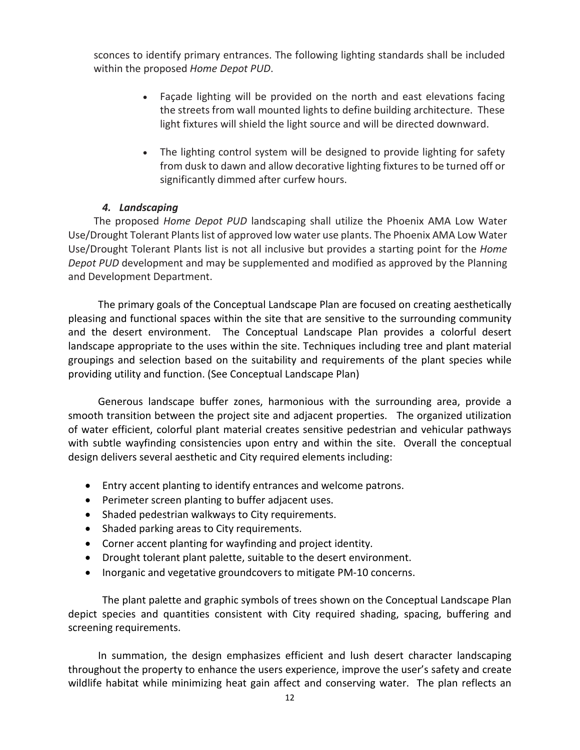sconces to identify primary entrances. The following lighting standards shall be included within the proposed *Home Depot PUD*.

- Façade lighting will be provided on the north and east elevations facing the streets from wall mounted lights to define building architecture. These light fixtures will shield the light source and will be directed downward.
- The lighting control system will be designed to provide lighting for safety from dusk to dawn and allow decorative lighting fixtures to be turned off or significantly dimmed after curfew hours.

### *4. Landscaping*

The proposed *Home Depot PUD* landscaping shall utilize the Phoenix AMA Low Water Use/Drought Tolerant Plants list of approved low water use plants. The Phoenix AMA Low Water Use/Drought Tolerant Plants list is not all inclusive but provides a starting point for the *Home Depot PUD* development and may be supplemented and modified as approved by the Planning and Development Department.

The primary goals of the Conceptual Landscape Plan are focused on creating aesthetically pleasing and functional spaces within the site that are sensitive to the surrounding community and the desert environment. The Conceptual Landscape Plan provides a colorful desert landscape appropriate to the uses within the site. Techniques including tree and plant material groupings and selection based on the suitability and requirements of the plant species while providing utility and function. (See Conceptual Landscape Plan)

Generous landscape buffer zones, harmonious with the surrounding area, provide a smooth transition between the project site and adjacent properties. The organized utilization of water efficient, colorful plant material creates sensitive pedestrian and vehicular pathways with subtle wayfinding consistencies upon entry and within the site. Overall the conceptual design delivers several aesthetic and City required elements including:

- Entry accent planting to identify entrances and welcome patrons.
- Perimeter screen planting to buffer adjacent uses.
- Shaded pedestrian walkways to City requirements.
- Shaded parking areas to City requirements.
- Corner accent planting for wayfinding and project identity.
- Drought tolerant plant palette, suitable to the desert environment.
- Inorganic and vegetative groundcovers to mitigate PM-10 concerns.

The plant palette and graphic symbols of trees shown on the Conceptual Landscape Plan depict species and quantities consistent with City required shading, spacing, buffering and screening requirements.

In summation, the design emphasizes efficient and lush desert character landscaping throughout the property to enhance the users experience, improve the user's safety and create wildlife habitat while minimizing heat gain affect and conserving water. The plan reflects an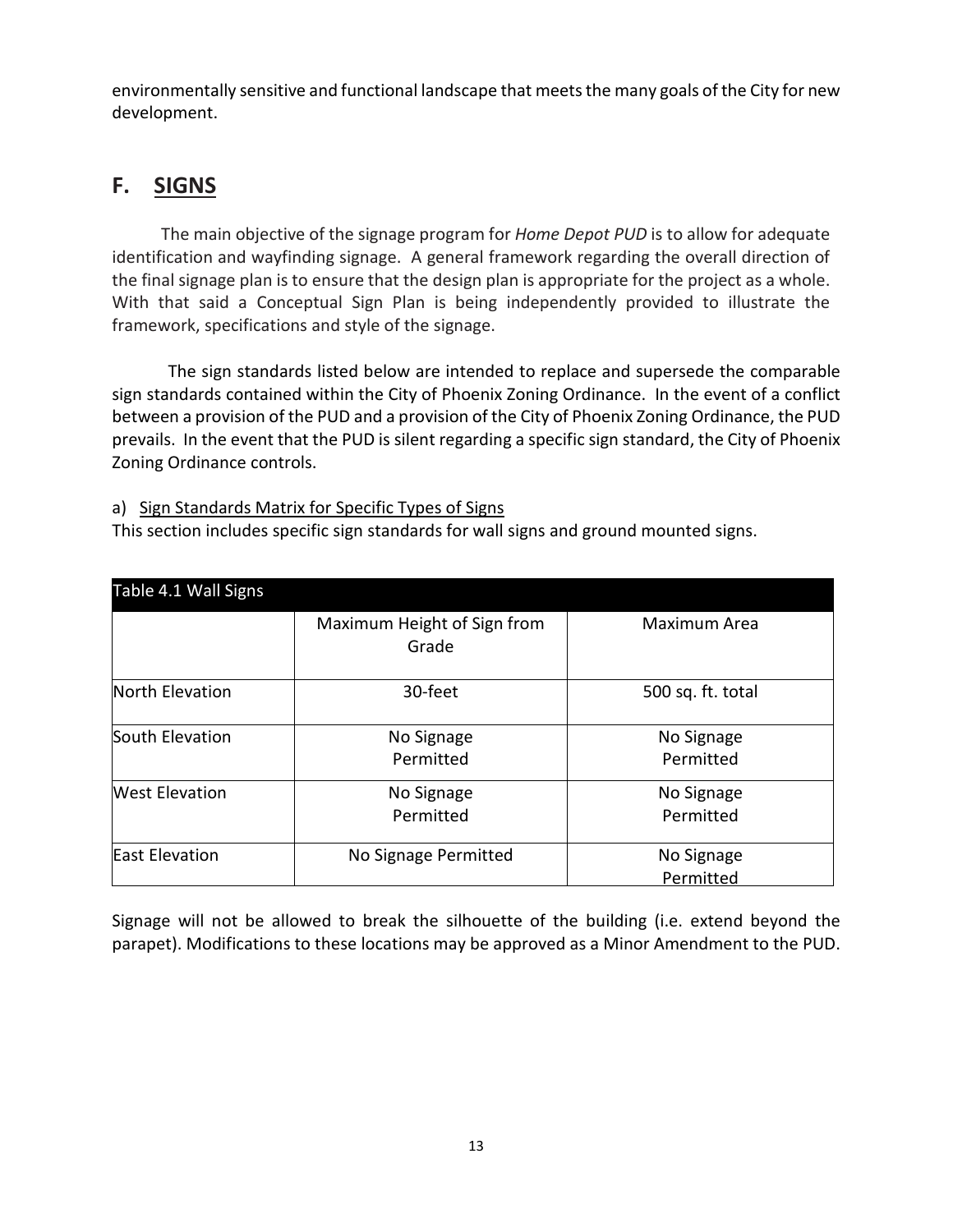environmentally sensitive and functional landscape that meets the many goals of the City for new development.

## F. SIGNS

The main objective of the signage program for *Home Depot PUD* is to allow for adequate identification and wayfinding signage. A general framework regarding the overall direction of the final signage plan is to ensure that the design plan is appropriate for the project as a whole. With that said a Conceptual Sign Plan is being independently provided to illustrate the framework, specifications and style of the signage.

The sign standards listed below are intended to replace and supersede the comparable sign standards contained within the City of Phoenix Zoning Ordinance. In the event of a conflict between a provision of the PUD and a provision of the City of Phoenix Zoning Ordinance, the PUD prevails. In the event that the PUD is silent regarding a specific sign standard, the City of Phoenix Zoning Ordinance controls.

a) Sign Standards Matrix for Specific Types of Signs

This section includes specific sign standards for wall signs and ground mounted signs.

| Table 4.1 Wall Signs | | |
|---|---|---|
| | Maximum Height of Sign from Grade | Maximum Area |
| North Elevation | 30-feet | 500 sq. ft. total |
| South Elevation | No Signage Permitted | No Signage Permitted |
| West Elevation | No Signage Permitted | No Signage Permitted |
| East Elevation | No Signage Permitted | No Signage Permitted |

Signage will not be allowed to break the silhouette of the building (i.e. extend beyond the parapet). Modifications to these locations may be approved as a Minor Amendment to the PUD.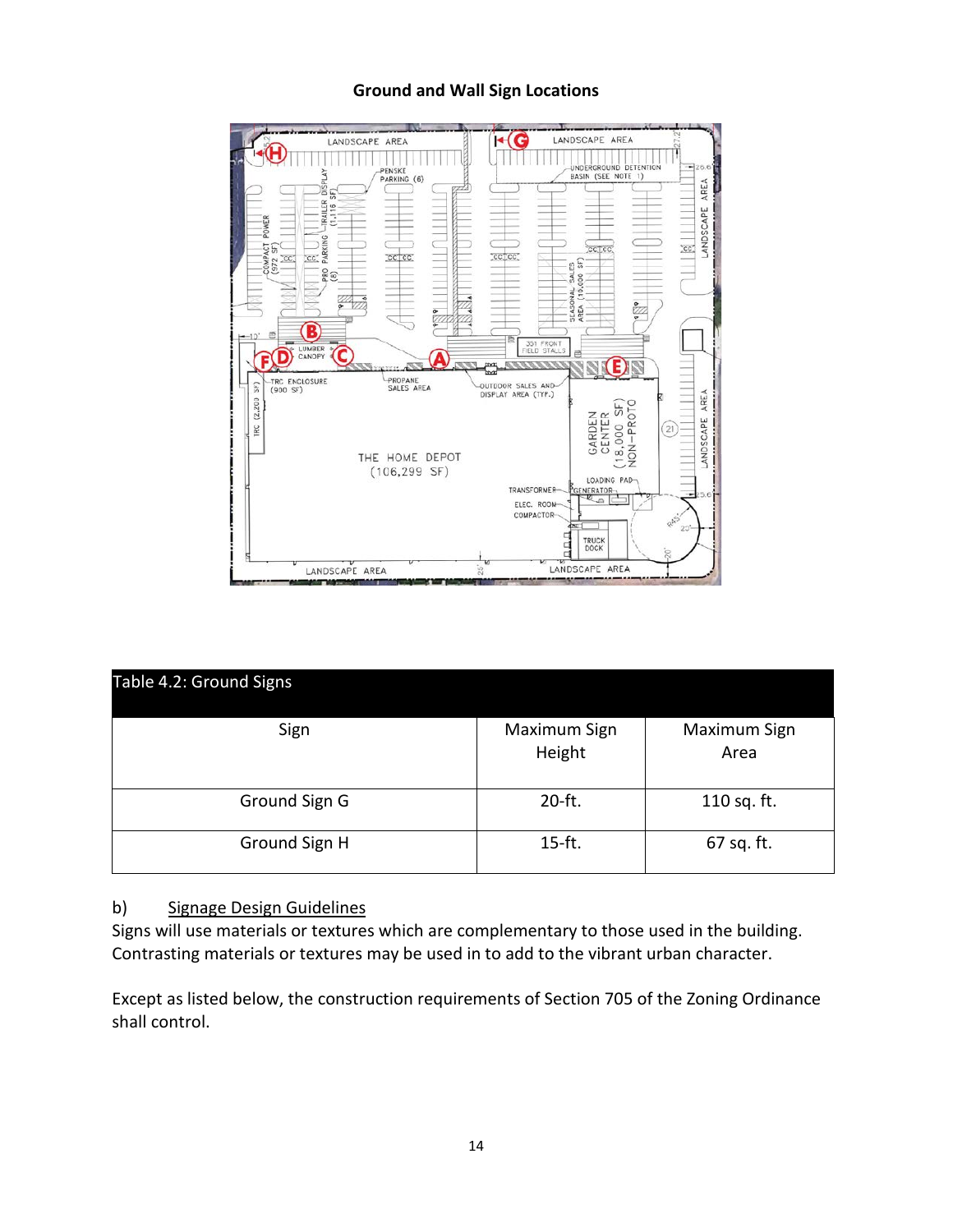## Ground and Wall Sign Locations

| Table 4.2: Ground Signs | | |
|---|---|---|
| Sign | Maximum Sign Height | Maximum Sign Area |
| Ground Sign G | 20-ft. | 110 sq. ft. |
| Ground Sign H | 15-ft. | 67 sq. ft. |

b) Signage Design Guidelines

Signs will use materials or textures which are complementary to those used in the building. Contrasting materials or textures may be used in to add to the vibrant urban character.

Except as listed below, the construction requirements of Section 705 of the Zoning Ordinance shall control.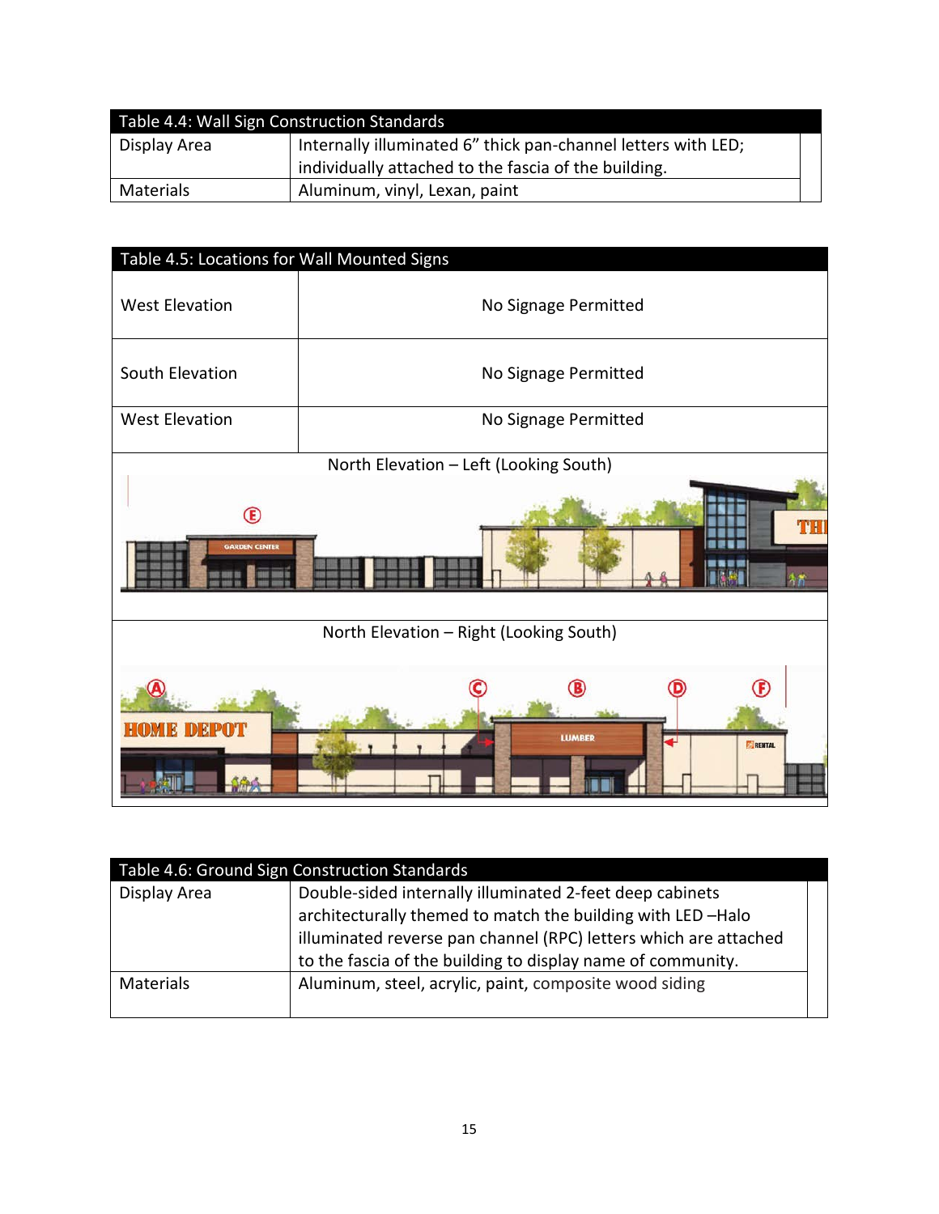| Table 4.4: Wall Sign Construction Standards | |
|---|---|
| Display Area | Internally illuminated 6” thick pan-channel letters with LED; individually attached to the fascia of the building. |
| Materials | Aluminum, vinyl, Lexan, paint |

| Table 4.5: Locations for Wall Mounted Signs | |
|---|---|
| West Elevation | No Signage Permitted |
| South Elevation | No Signage Permitted |
| West Elevation | No Signage Permitted |
| North Elevation – Left (Looking South) | |
| North Elevation – Right (Looking South) | |

| Table 4.6: Ground Sign Construction Standards | |
|---|---|
| Display Area | Double-sided internally illuminated 2-feet deep cabinets architecturally themed to match the building with LED –Halo illuminated reverse pan channel (RPC) letters which are attached to the fascia of the building to display name of community. |
| Materials | Aluminum, steel, acrylic, paint, composite wood siding |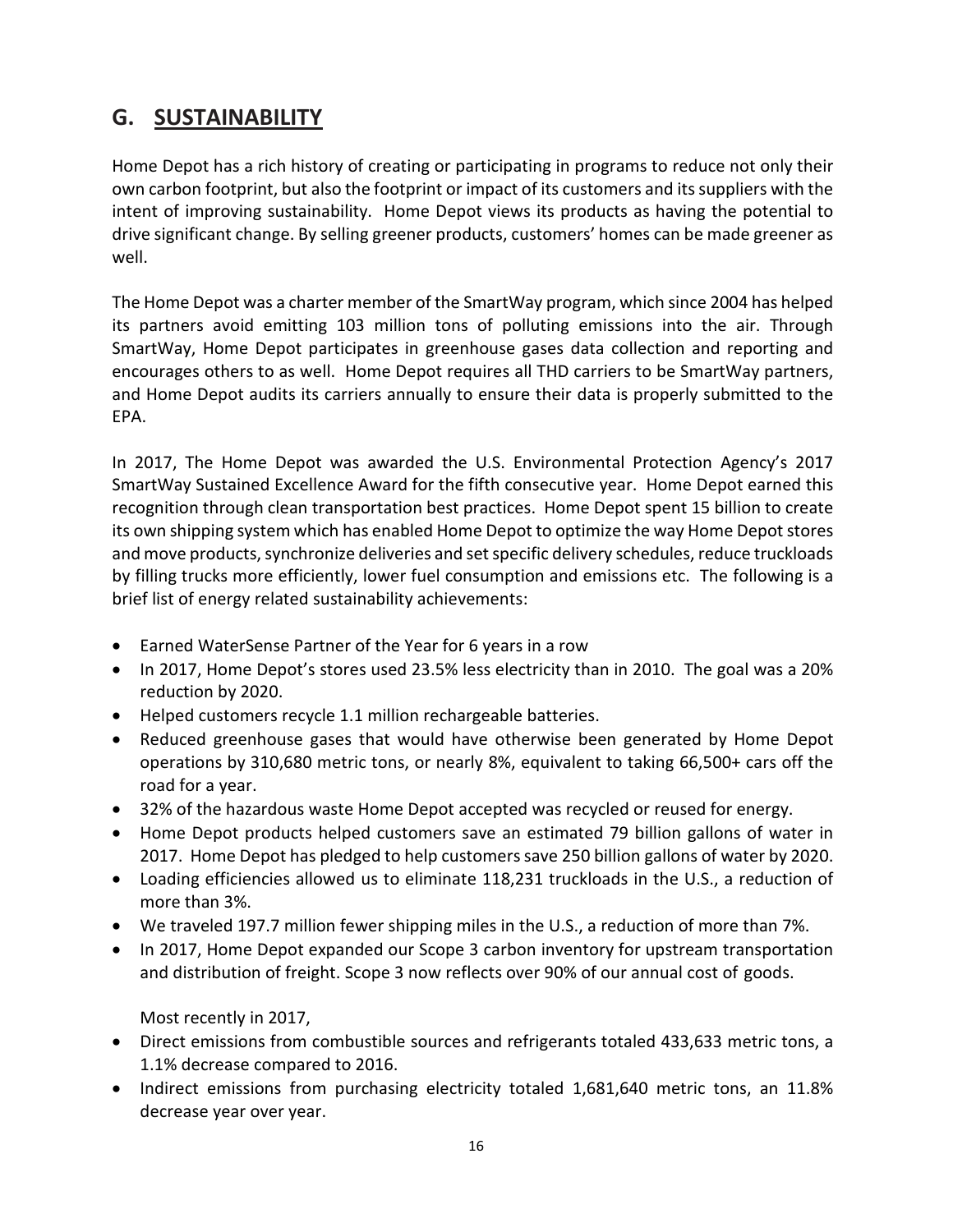## G. SUSTAINABILITY

Home Depot has a rich history of creating or participating in programs to reduce not only their own carbon footprint, but also the footprint or impact of its customers and its suppliers with the intent of improving sustainability. Home Depot views its products as having the potential to drive significant change. By selling greener products, customers' homes can be made greener as well.

The Home Depot was a charter member of the SmartWay program, which since 2004 has helped its partners avoid emitting 103 million tons of polluting emissions into the air. Through SmartWay, Home Depot participates in greenhouse gases data collection and reporting and encourages others to as well. Home Depot requires all THD carriers to be SmartWay partners, and Home Depot audits its carriers annually to ensure their data is properly submitted to the EPA.

In 2017, The Home Depot was awarded the U.S. Environmental Protection Agency's 2017 SmartWay Sustained Excellence Award for the fifth consecutive year. Home Depot earned this recognition through clean transportation best practices. Home Depot spent 15 billion to create its own shipping system which has enabled Home Depot to optimize the way Home Depot stores and move products, synchronize deliveries and set specific delivery schedules, reduce truckloads by filling trucks more efficiently, lower fuel consumption and emissions etc. The following is a brief list of energy related sustainability achievements:

- Earned WaterSense Partner of the Year for 6 years in a row
- In 2017, Home Depot's stores used 23.5% less electricity than in 2010. The goal was a 20% reduction by 2020.
- Helped customers recycle 1.1 million rechargeable batteries.
- Reduced greenhouse gases that would have otherwise been generated by Home Depot operations by 310,680 metric tons, or nearly 8%, equivalent to taking 66,500+ cars off the road for a year.
- 32% of the hazardous waste Home Depot accepted was recycled or reused for energy.
- Home Depot products helped customers save an estimated 79 billion gallons of water in 2017. Home Depot has pledged to help customers save 250 billion gallons of water by 2020.
- Loading efficiencies allowed us to eliminate 118,231 truckloads in the U.S., a reduction of more than 3%.
- We traveled 197.7 million fewer shipping miles in the U.S., a reduction of more than 7%.
- In 2017, Home Depot expanded our Scope 3 carbon inventory for upstream transportation and distribution of freight. Scope 3 now reflects over 90% of our annual cost of goods.

Most recently in 2017,

- Direct emissions from combustible sources and refrigerants totaled 433,633 metric tons, a 1.1% decrease compared to 2016.
- Indirect emissions from purchasing electricity totaled 1,681,640 metric tons, an 11.8% decrease year over year.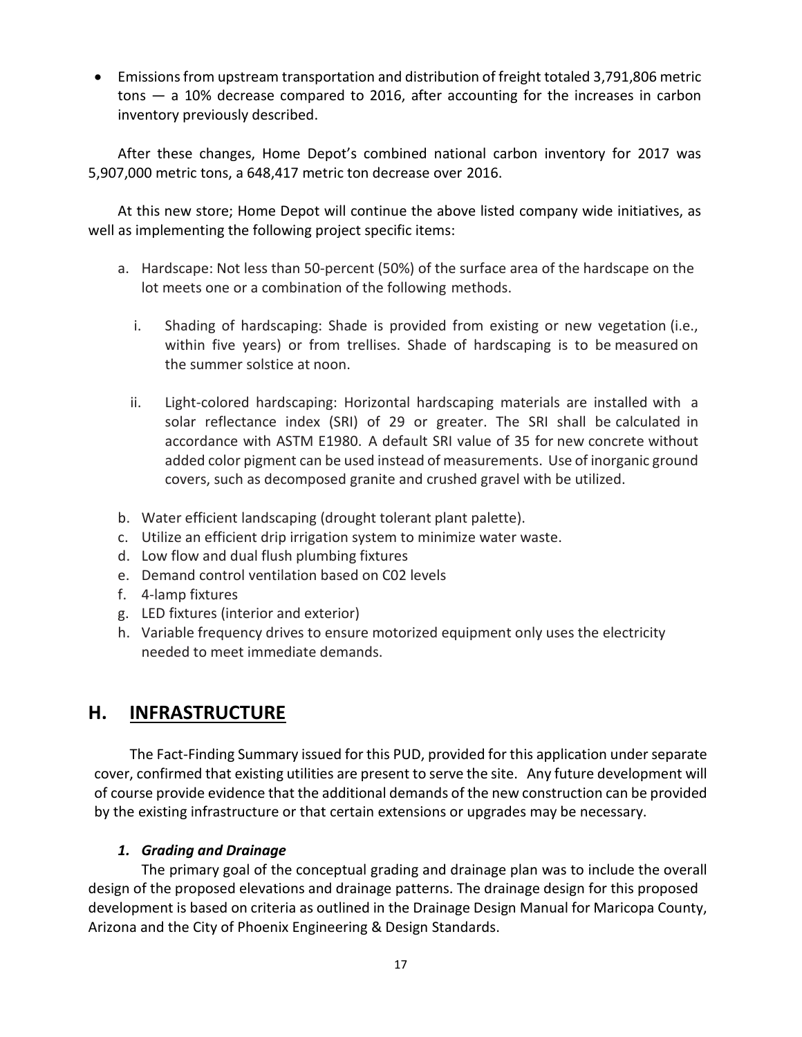- Emissions from upstream transportation and distribution of freight totaled 3,791,806 metric tons — a 10% decrease compared to 2016, after accounting for the increases in carbon inventory previously described.

After these changes, Home Depot's combined national carbon inventory for 2017 was 5,907,000 metric tons, a 648,417 metric ton decrease over 2016.

At this new store; Home Depot will continue the above listed company wide initiatives, as well as implementing the following project specific items:

a. Hardscape: Not less than 50-percent (50%) of the surface area of the hardscape on the lot meets one or a combination of the following methods.

   i. Shading of hardscaping: Shade is provided from existing or new vegetation (i.e., within five years) or from trellises. Shade of hardscaping is to be measured on the summer solstice at noon.

   ii. Light-colored hardscaping: Horizontal hardscaping materials are installed with a solar reflectance index (SRI) of 29 or greater. The SRI shall be calculated in accordance with ASTM E1980. A default SRI value of 35 for new concrete without added color pigment can be used instead of measurements. Use of inorganic ground covers, such as decomposed granite and crushed gravel with be utilized.

b. Water efficient landscaping (drought tolerant plant palette).
c. Utilize an efficient drip irrigation system to minimize water waste.
d. Low flow and dual flush plumbing fixtures
e. Demand control ventilation based on C02 levels
f. 4-lamp fixtures
g. LED fixtures (interior and exterior)
h. Variable frequency drives to ensure motorized equipment only uses the electricity needed to meet immediate demands.

## H. INFRASTRUCTURE

The Fact-Finding Summary issued for this PUD, provided for this application under separate cover, confirmed that existing utilities are present to serve the site. Any future development will of course provide evidence that the additional demands of the new construction can be provided by the existing infrastructure or that certain extensions or upgrades may be necessary.

### *1. Grading and Drainage*

The primary goal of the conceptual grading and drainage plan was to include the overall design of the proposed elevations and drainage patterns. The drainage design for this proposed development is based on criteria as outlined in the Drainage Design Manual for Maricopa County, Arizona and the City of Phoenix Engineering & Design Standards.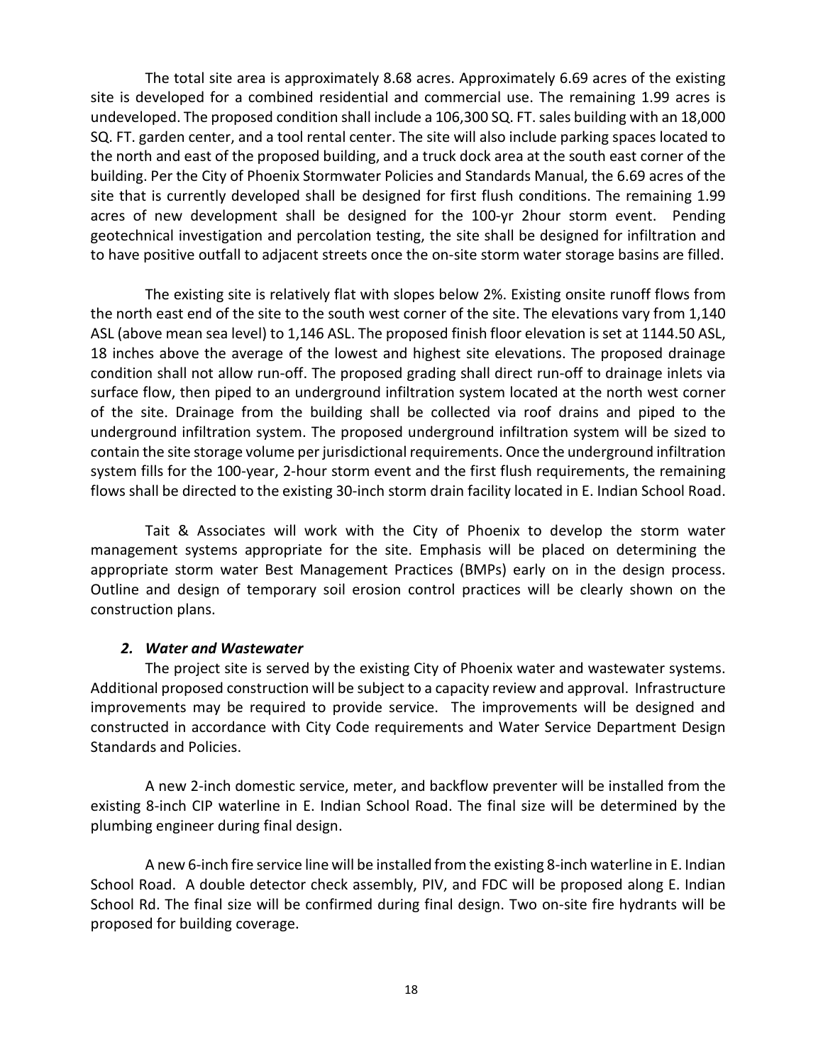The total site area is approximately 8.68 acres. Approximately 6.69 acres of the existing site is developed for a combined residential and commercial use. The remaining 1.99 acres is undeveloped. The proposed condition shall include a 106,300 SQ. FT. sales building with an 18,000 SQ. FT. garden center, and a tool rental center. The site will also include parking spaces located to the north and east of the proposed building, and a truck dock area at the south east corner of the building. Per the City of Phoenix Stormwater Policies and Standards Manual, the 6.69 acres of the site that is currently developed shall be designed for first flush conditions. The remaining 1.99 acres of new development shall be designed for the 100-yr 2hour storm event. Pending geotechnical investigation and percolation testing, the site shall be designed for infiltration and to have positive outfall to adjacent streets once the on-site storm water storage basins are filled.

The existing site is relatively flat with slopes below 2%. Existing onsite runoff flows from the north east end of the site to the south west corner of the site. The elevations vary from 1,140 ASL (above mean sea level) to 1,146 ASL. The proposed finish floor elevation is set at 1144.50 ASL, 18 inches above the average of the lowest and highest site elevations. The proposed drainage condition shall not allow run-off. The proposed grading shall direct run-off to drainage inlets via surface flow, then piped to an underground infiltration system located at the north west corner of the site. Drainage from the building shall be collected via roof drains and piped to the underground infiltration system. The proposed underground infiltration system will be sized to contain the site storage volume per jurisdictional requirements. Once the underground infiltration system fills for the 100-year, 2-hour storm event and the first flush requirements, the remaining flows shall be directed to the existing 30-inch storm drain facility located in E. Indian School Road.

Tait & Associates will work with the City of Phoenix to develop the storm water management systems appropriate for the site. Emphasis will be placed on determining the appropriate storm water Best Management Practices (BMPs) early on in the design process. Outline and design of temporary soil erosion control practices will be clearly shown on the construction plans.

### *2. Water and Wastewater*

The project site is served by the existing City of Phoenix water and wastewater systems. Additional proposed construction will be subject to a capacity review and approval. Infrastructure improvements may be required to provide service. The improvements will be designed and constructed in accordance with City Code requirements and Water Service Department Design Standards and Policies.

A new 2-inch domestic service, meter, and backflow preventer will be installed from the existing 8-inch CIP waterline in E. Indian School Road. The final size will be determined by the plumbing engineer during final design.

A new 6-inch fire service line will be installed from the existing 8-inch waterline in E. Indian School Road. A double detector check assembly, PIV, and FDC will be proposed along E. Indian School Rd. The final size will be confirmed during final design. Two on-site fire hydrants will be proposed for building coverage.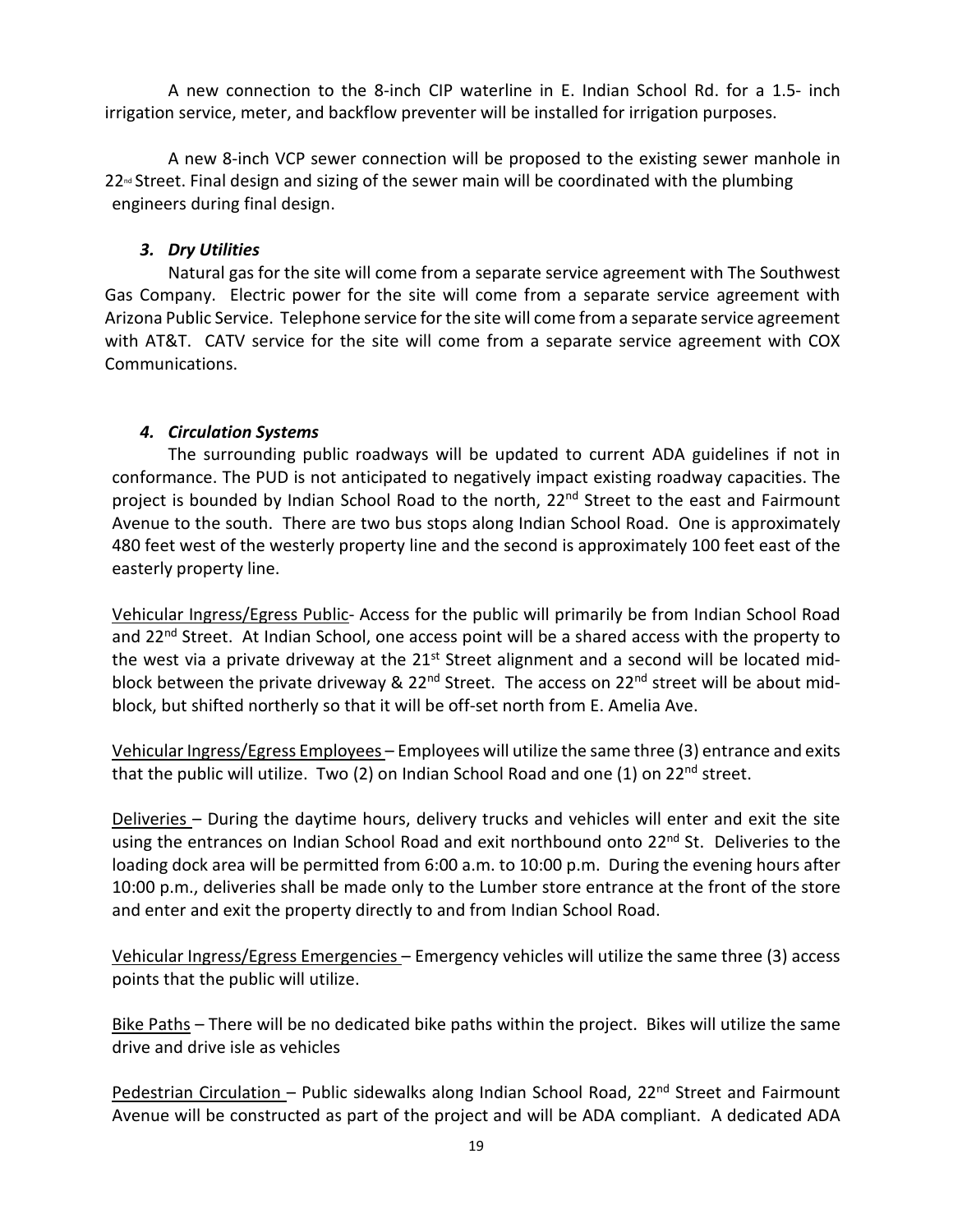A new connection to the 8-inch CIP waterline in E. Indian School Rd. for a 1.5- inch irrigation service, meter, and backflow preventer will be installed for irrigation purposes.

A new 8-inch VCP sewer connection will be proposed to the existing sewer manhole in 22nd Street. Final design and sizing of the sewer main will be coordinated with the plumbing engineers during final design.

### *3. Dry Utilities*

Natural gas for the site will come from a separate service agreement with The Southwest Gas Company. Electric power for the site will come from a separate service agreement with Arizona Public Service. Telephone service for the site will come from a separate service agreement with AT&T. CATV service for the site will come from a separate service agreement with COX Communications.

### *4. Circulation Systems*

The surrounding public roadways will be updated to current ADA guidelines if not in conformance. The PUD is not anticipated to negatively impact existing roadway capacities. The project is bounded by Indian School Road to the north, 22nd Street to the east and Fairmount Avenue to the south. There are two bus stops along Indian School Road. One is approximately 480 feet west of the westerly property line and the second is approximately 100 feet east of the easterly property line.

<u>Vehicular Ingress/Egress Public</u>- Access for the public will primarily be from Indian School Road and 22nd Street. At Indian School, one access point will be a shared access with the property to the west via a private driveway at the 21st Street alignment and a second will be located mid-block between the private driveway & 22nd Street. The access on 22nd street will be about mid-block, but shifted northerly so that it will be off-set north from E. Amelia Ave.

<u>Vehicular Ingress/Egress Employees</u> – Employees will utilize the same three (3) entrance and exits that the public will utilize. Two (2) on Indian School Road and one (1) on 22nd street.

<u>Deliveries</u> – During the daytime hours, delivery trucks and vehicles will enter and exit the site using the entrances on Indian School Road and exit northbound onto 22nd St. Deliveries to the loading dock area will be permitted from 6:00 a.m. to 10:00 p.m. During the evening hours after 10:00 p.m., deliveries shall be made only to the Lumber store entrance at the front of the store and enter and exit the property directly to and from Indian School Road.

<u>Vehicular Ingress/Egress Emergencies</u> – Emergency vehicles will utilize the same three (3) access points that the public will utilize.

<u>Bike Paths</u> – There will be no dedicated bike paths within the project. Bikes will utilize the same drive and drive isle as vehicles

<u>Pedestrian Circulation</u> – Public sidewalks along Indian School Road, 22nd Street and Fairmount Avenue will be constructed as part of the project and will be ADA compliant. A dedicated ADA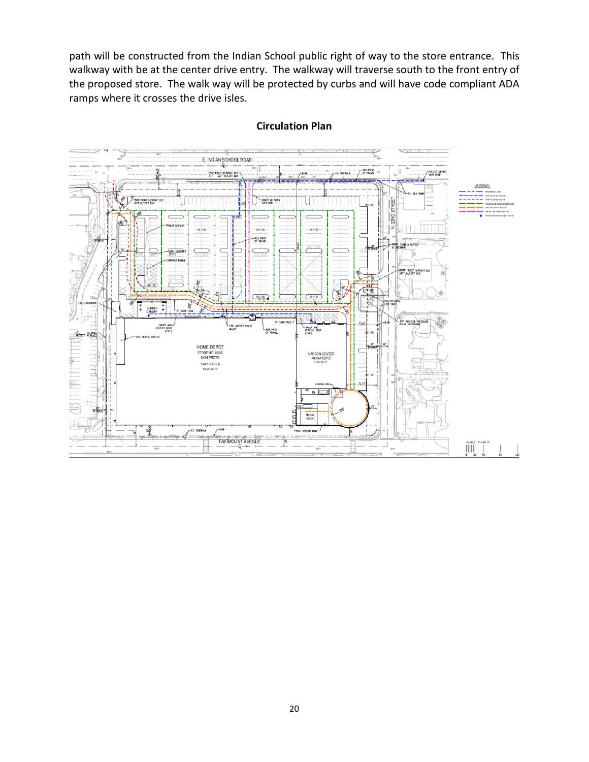path will be constructed from the Indian School public right of way to the store entrance. This walkway with be at the center drive entry. The walkway will traverse south to the front entry of the proposed store. The walk way will be protected by curbs and will have code compliant ADA ramps where it crosses the drive isles.

**Circulation Plan**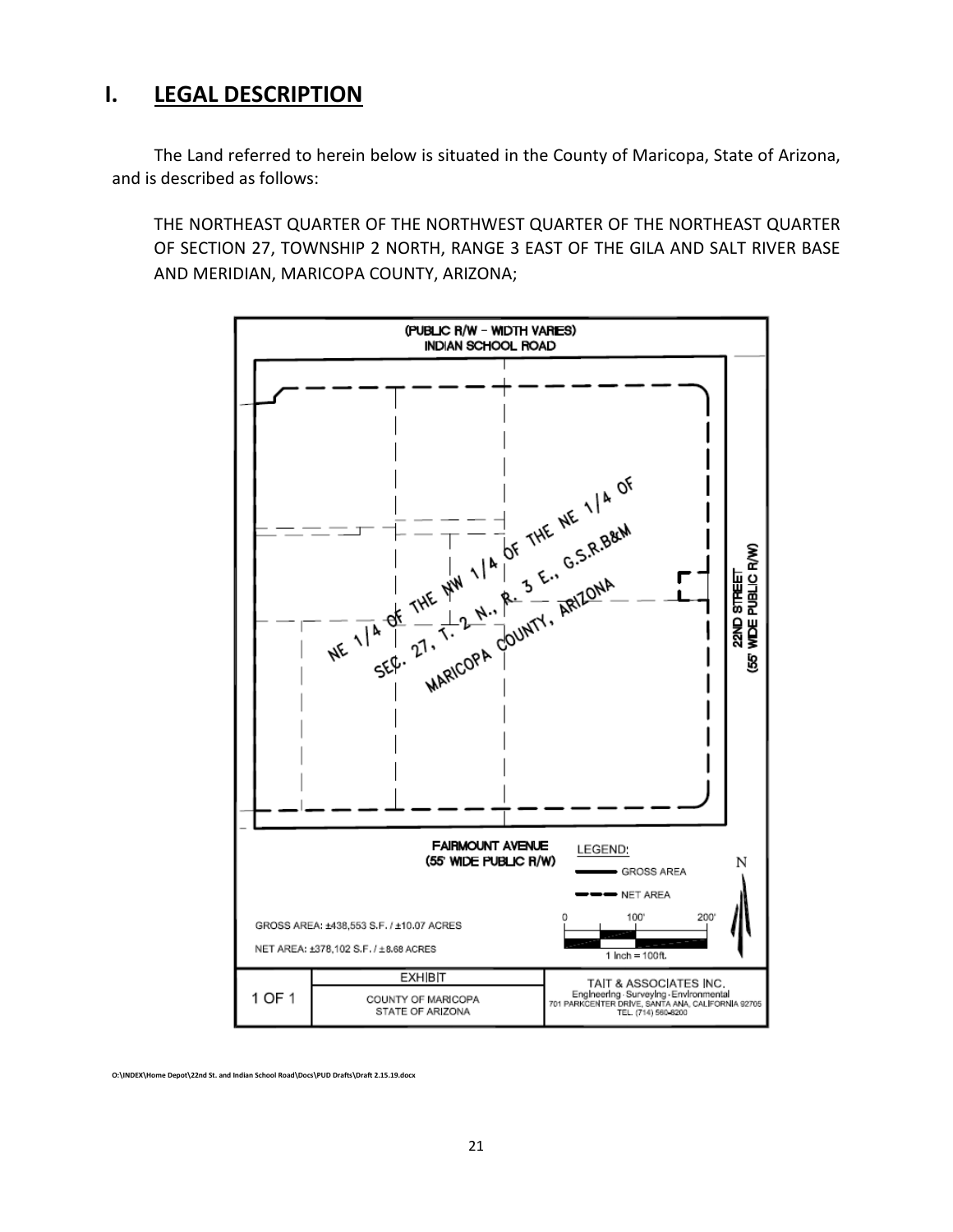# I. LEGAL DESCRIPTION

The Land referred to herein below is situated in the County of Maricopa, State of Arizona, and is described as follows:

THE NORTHEAST QUARTER OF THE NORTHWEST QUARTER OF THE NORTHEAST QUARTER OF SECTION 27, TOWNSHIP 2 NORTH, RANGE 3 EAST OF THE GILA AND SALT RIVER BASE AND MERIDIAN, MARICOPA COUNTY, ARIZONA;

(PUBLIC R/W - WIDTH VARIES)
INDIAN SCHOOL ROAD

NE 1/4 OF THE NW 1/4 OF THE NE 1/4 OF
SEC. 27, T. 2 N., R. 3 E., G.S.R.B&M
MARICOPA COUNTY, ARIZONA

22ND STREET
(55' WIDE PUBLIC R/W)

FAIRMOUNT AVENUE
(55' WIDE PUBLIC R/W)

LEGEND:
GROSS AREA
NET AREA

N

0 100' 200'
1 Inch = 100ft.

GROSS AREA: ±438,553 S.F. / ±10.07 ACRES

NET AREA: ±378,102 S.F. / ±8.68 ACRES

| 1 OF 1 | EXHIBIT | TAIT & ASSOCIATES INC. |
|---|---|---|
| | COUNTY OF MARICOPA<br>STATE OF ARIZONA | Engineering · Surveying · Environmental<br>701 PARKCENTER DRIVE, SANTA ANA, CALIFORNIA 92705<br>TEL. (714) 560-8200 |

O:\INDEX\Home Depot\22nd St. and Indian School Road\Docs\PUD Drafts\Draft 2.15.19.docx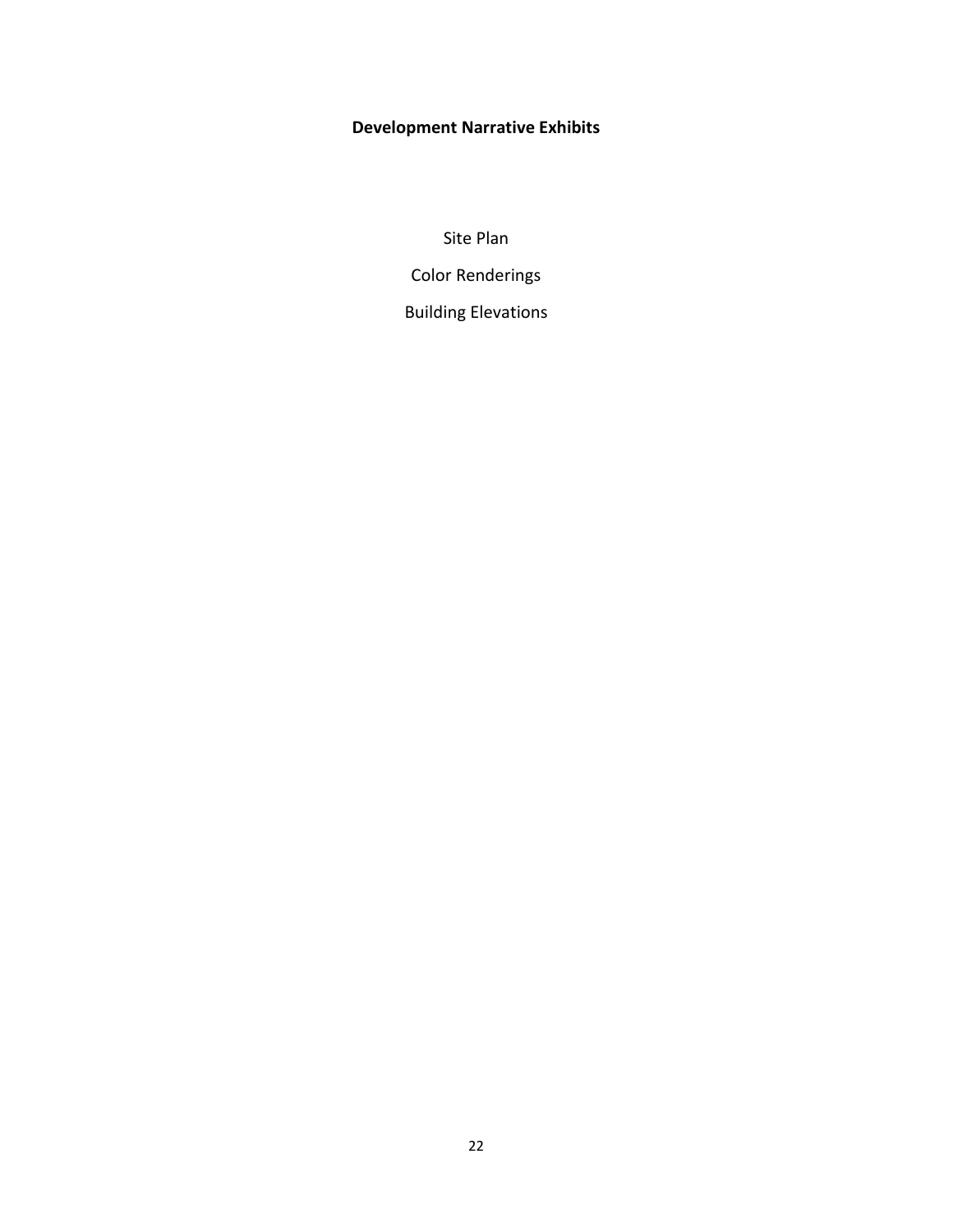# Development Narrative Exhibits

Site Plan

Color Renderings

Building Elevations